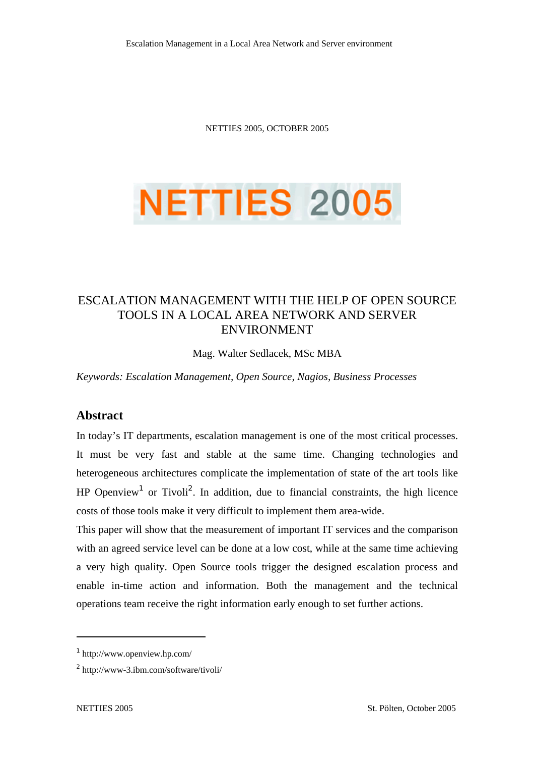NETTIES 2005, OCTOBER 2005

NETTIES 2005

# ESCALATION MANAGEMENT WITH THE HELP OF OPEN SOURCE TOOLS IN A LOCAL AREA NETWORK AND SERVER ENVIRONMENT

Mag. Walter Sedlacek, MSc MBA

*Keywords: Escalation Management, Open Source, Nagios, Business Processes*

## Abstract

In today's IT departments, escalation management is one of the most critical processes. It must be very fast and stable at the same time. Changing technologies and heterogeneous architectures complicate the implementation of state of the art tools like HP Openview[1] or Tivoli[2]. In addition, due to financial constraints, the high licence costs of those tools make it very difficult to implement them area-wide.

This paper will show that the measurement of important IT services and the comparison with an agreed service level can be done at a low cost, while at the same time achieving a very high quality. Open Source tools trigger the designed escalation process and enable in-time action and information. Both the management and the technical operations team receive the right information early enough to set further actions.

---

[1] http://www.openview.hp.com/

[2] http://www-3.ibm.com/software/tivoli/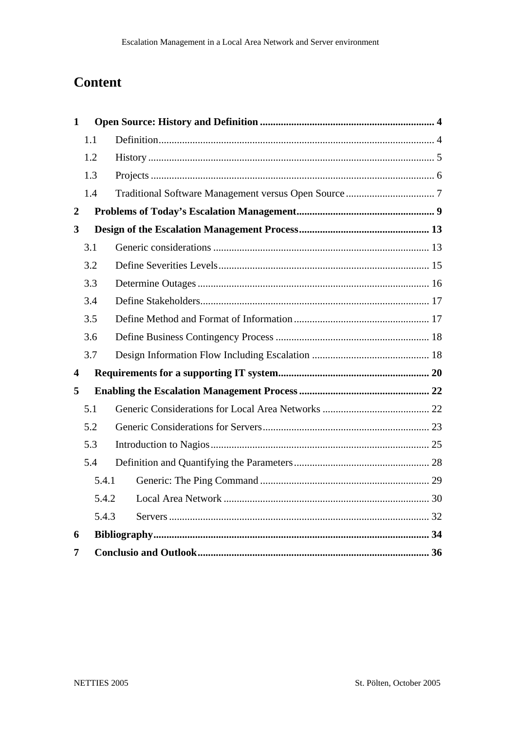# Content

**1 Open Source: History and Definition .......... 4**

- 1.1 Definition .......... 4
- 1.2 History .......... 5
- 1.3 Projects .......... 6
- 1.4 Traditional Software Management versus Open Source .......... 7

**2 Problems of Today's Escalation Management .......... 9**

**3 Design of the Escalation Management Process .......... 13**

- 3.1 Generic considerations .......... 13
- 3.2 Define Severities Levels .......... 15
- 3.3 Determine Outages .......... 16
- 3.4 Define Stakeholders .......... 17
- 3.5 Define Method and Format of Information .......... 17
- 3.6 Define Business Contingency Process .......... 18
- 3.7 Design Information Flow Including Escalation .......... 18

**4 Requirements for a supporting IT system .......... 20**

**5 Enabling the Escalation Management Process .......... 22**

- 5.1 Generic Considerations for Local Area Networks .......... 22
- 5.2 Generic Considerations for Servers .......... 23
- 5.3 Introduction to Nagios .......... 25
- 5.4 Definition and Quantifying the Parameters .......... 28
  - 5.4.1 Generic: The Ping Command .......... 29
  - 5.4.2 Local Area Network .......... 30
  - 5.4.3 Servers .......... 32

**6 Bibliography .......... 34**

**7 Conclusio and Outlook .......... 36**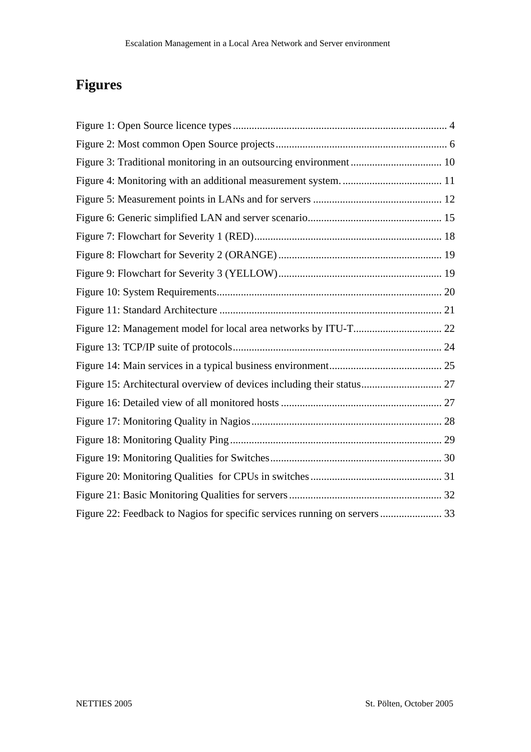# Figures

Figure 1: Open Source licence types ................................................................................ 4
Figure 2: Most common Open Source projects ................................................................ 6
Figure 3: Traditional monitoring in an outsourcing environment .................................. 10
Figure 4: Monitoring with an additional measurement system. ..................................... 11
Figure 5: Measurement points in LANs and for servers ................................................ 12
Figure 6: Generic simplified LAN and server scenario.................................................. 15
Figure 7: Flowchart for Severity 1 (RED)...................................................................... 18
Figure 8: Flowchart for Severity 2 (ORANGE) ............................................................. 19
Figure 9: Flowchart for Severity 3 (YELLOW)............................................................. 19
Figure 10: System Requirements.................................................................................... 20
Figure 11: Standard Architecture ................................................................................... 21
Figure 12: Management model for local area networks by ITU-T................................. 22
Figure 13: TCP/IP suite of protocols.............................................................................. 24
Figure 14: Main services in a typical business environment.......................................... 25
Figure 15: Architectural overview of devices including their status.............................. 27
Figure 16: Detailed view of all monitored hosts ............................................................ 27
Figure 17: Monitoring Quality in Nagios....................................................................... 28
Figure 18: Monitoring Quality Ping ............................................................................... 29
Figure 19: Monitoring Qualities for Switches................................................................ 30
Figure 20: Monitoring Qualities for CPUs in switches ................................................. 31
Figure 21: Basic Monitoring Qualities for servers ......................................................... 32
Figure 22: Feedback to Nagios for specific services running on servers ....................... 33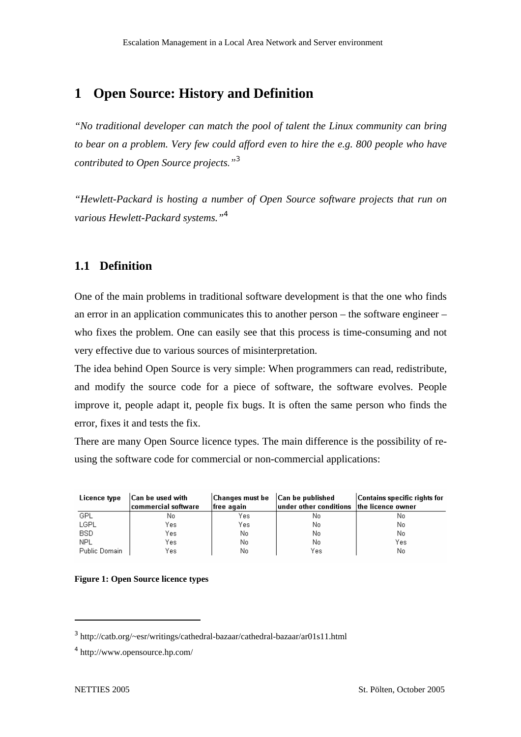# 1 Open Source: History and Definition

*"No traditional developer can match the pool of talent the Linux community can bring to bear on a problem. Very few could afford even to hire the e.g. 800 people who have contributed to Open Source projects."*[3]

*"Hewlett-Packard is hosting a number of Open Source software projects that run on various Hewlett-Packard systems."*[4]

## 1.1 Definition

One of the main problems in traditional software development is that the one who finds an error in an application communicates this to another person – the software engineer – who fixes the problem. One can easily see that this process is time-consuming and not very effective due to various sources of misinterpretation.

The idea behind Open Source is very simple: When programmers can read, redistribute, and modify the source code for a piece of software, the software evolves. People improve it, people adapt it, people fix bugs. It is often the same person who finds the error, fixes it and tests the fix.

There are many Open Source licence types. The main difference is the possibility of re-using the software code for commercial or non-commercial applications:

| Licence type | Can be used with commercial software | Changes must be free again | Can be published under other conditions | Contains specific rights for the licence owner |
|---|---|---|---|---|
| GPL | No | Yes | No | No |
| LGPL | Yes | Yes | No | No |
| BSD | Yes | No | No | No |
| NPL | Yes | No | No | Yes |
| Public Domain | Yes | No | Yes | No |

**Figure 1: Open Source licence types**

---

[3] http://catb.org/~esr/writings/cathedral-bazaar/cathedral-bazaar/ar01s11.html

[4] http://www.opensource.hp.com/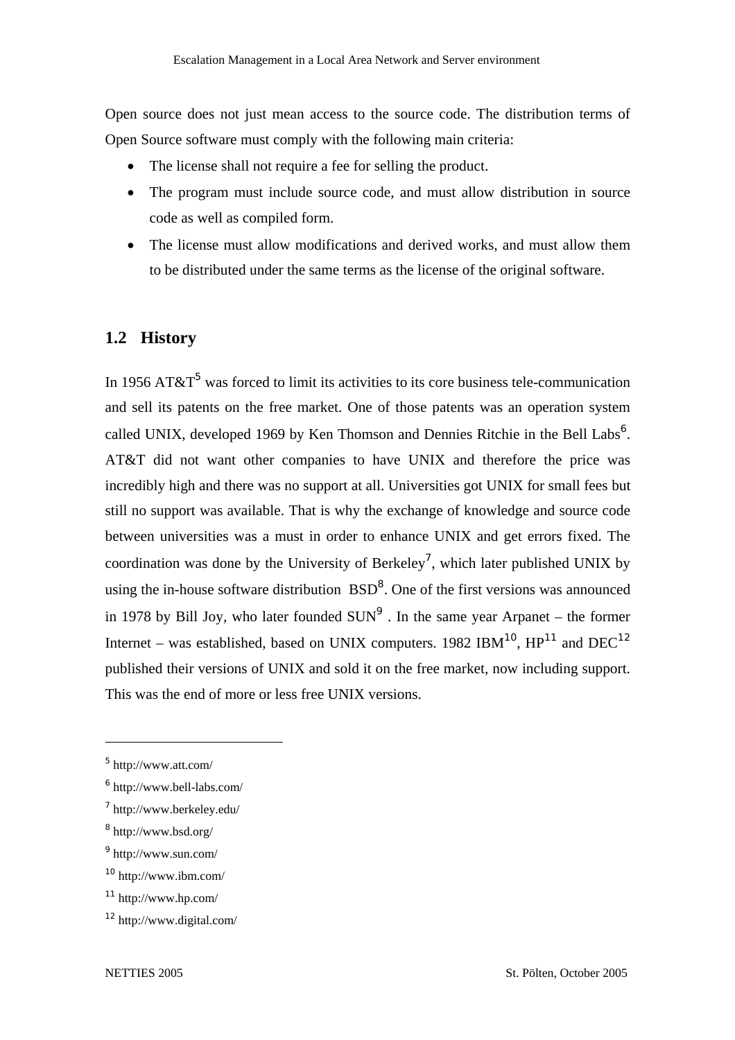Open source does not just mean access to the source code. The distribution terms of Open Source software must comply with the following main criteria:

- The license shall not require a fee for selling the product.
- The program must include source code, and must allow distribution in source code as well as compiled form.
- The license must allow modifications and derived works, and must allow them to be distributed under the same terms as the license of the original software.

## 1.2 History

In 1956 AT&T[5] was forced to limit its activities to its core business tele-communication and sell its patents on the free market. One of those patents was an operation system called UNIX, developed 1969 by Ken Thomson and Dennies Ritchie in the Bell Labs[6]. AT&T did not want other companies to have UNIX and therefore the price was incredibly high and there was no support at all. Universities got UNIX for small fees but still no support was available. That is why the exchange of knowledge and source code between universities was a must in order to enhance UNIX and get errors fixed. The coordination was done by the University of Berkeley[7], which later published UNIX by using the in-house software distribution BSD[8]. One of the first versions was announced in 1978 by Bill Joy, who later founded SUN[9] . In the same year Arpanet – the former Internet – was established, based on UNIX computers. 1982 IBM[10], HP[11] and DEC[12] published their versions of UNIX and sold it on the free market, now including support. This was the end of more or less free UNIX versions.

---

[5] http://www.att.com/

[6] http://www.bell-labs.com/

[7] http://www.berkeley.edu/

[8] http://www.bsd.org/

[9] http://www.sun.com/

[10] http://www.ibm.com/

[11] http://www.hp.com/

[12] http://www.digital.com/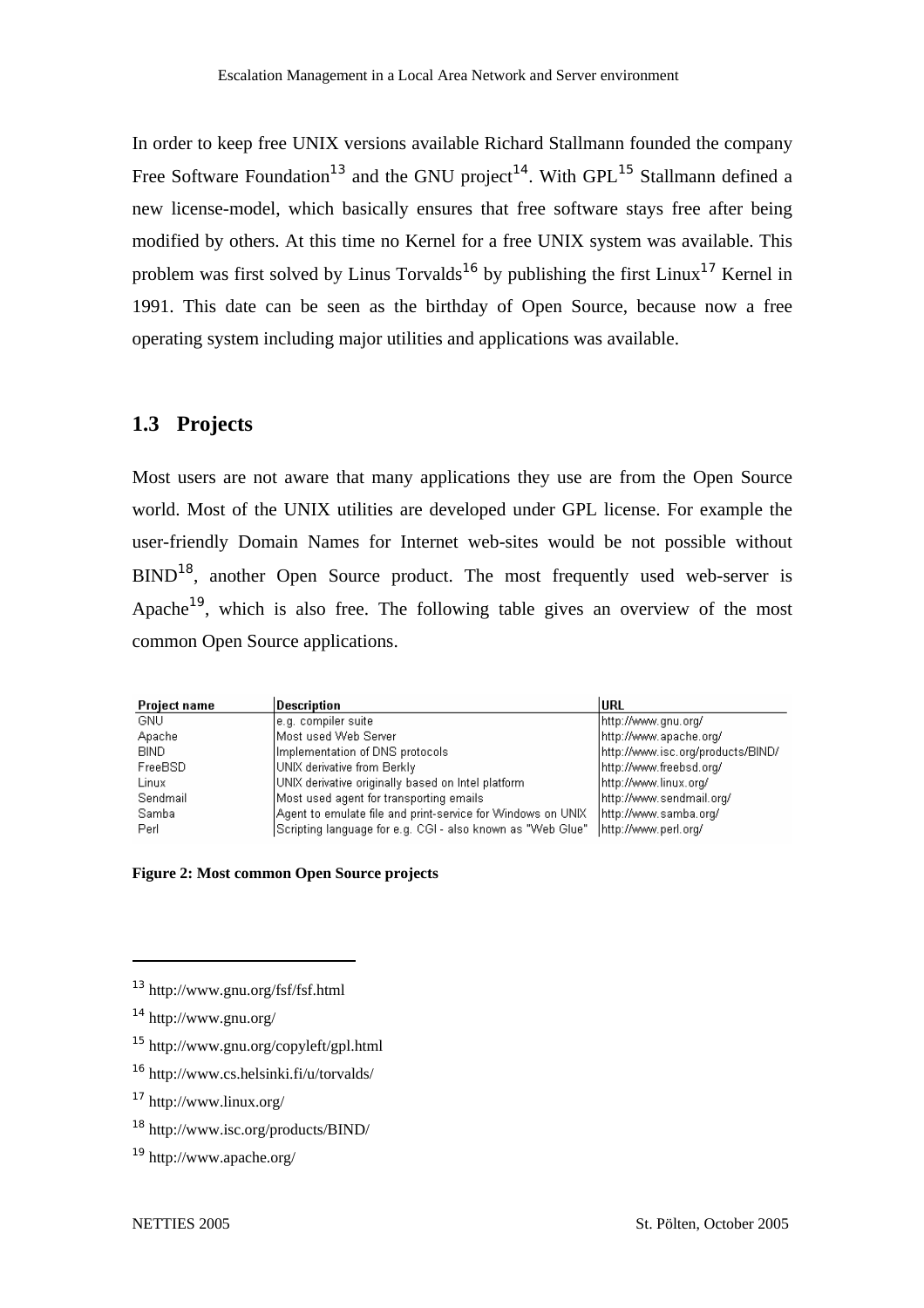In order to keep free UNIX versions available Richard Stallmann founded the company Free Software Foundation[13] and the GNU project[14]. With GPL[15] Stallmann defined a new license-model, which basically ensures that free software stays free after being modified by others. At this time no Kernel for a free UNIX system was available. This problem was first solved by Linus Torvalds[16] by publishing the first Linux[17] Kernel in 1991. This date can be seen as the birthday of Open Source, because now a free operating system including major utilities and applications was available.

## 1.3 Projects

Most users are not aware that many applications they use are from the Open Source world. Most of the UNIX utilities are developed under GPL license. For example the user-friendly Domain Names for Internet web-sites would be not possible without BIND[18], another Open Source product. The most frequently used web-server is Apache[19], which is also free. The following table gives an overview of the most common Open Source applications.

| Project name | Description | URL |
|---|---|---|
| GNU | e.g. compiler suite | http://www.gnu.org/ |
| Apache | Most used Web Server | http://www.apache.org/ |
| BIND | Implementation of DNS protocols | http://www.isc.org/products/BIND/ |
| FreeBSD | UNIX derivative from Berkly | http://www.freebsd.org/ |
| Linux | UNIX derivative originally based on Intel platform | http://www.linux.org/ |
| Sendmail | Most used agent for transporting emails | http://www.sendmail.org/ |
| Samba | Agent to emulate file and print-service for Windows on UNIX | http://www.samba.org/ |
| Perl | Scripting language for e.g. CGI - also known as "Web Glue" | http://www.perl.org/ |

**Figure 2: Most common Open Source projects**

---

[13] http://www.gnu.org/fsf/fsf.html

[14] http://www.gnu.org/

[15] http://www.gnu.org/copyleft/gpl.html

[16] http://www.cs.helsinki.fi/u/torvalds/

[17] http://www.linux.org/

[18] http://www.isc.org/products/BIND/

[19] http://www.apache.org/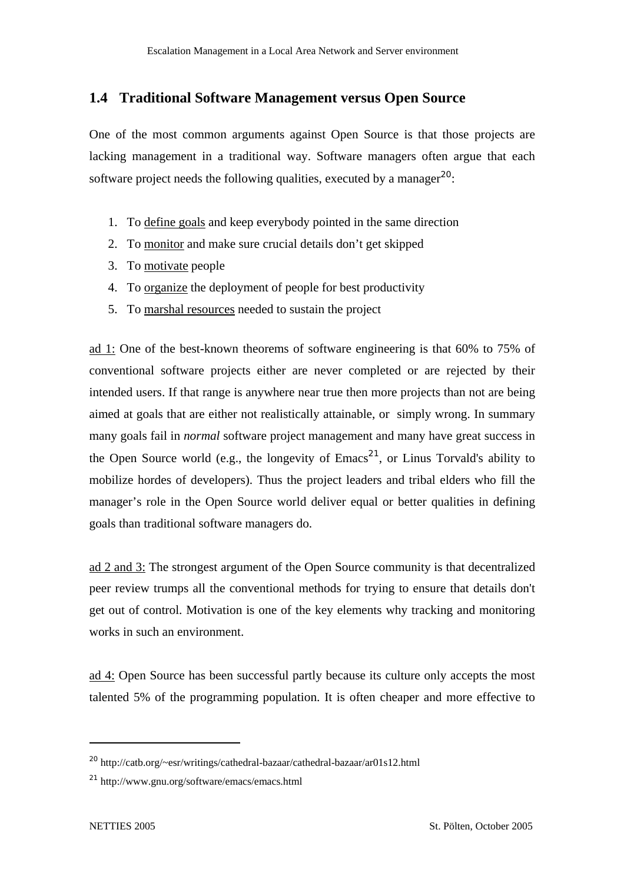## 1.4 Traditional Software Management versus Open Source

One of the most common arguments against Open Source is that those projects are lacking management in a traditional way. Software managers often argue that each software project needs the following qualities, executed by a manager[20]:

1. To <u>define goals</u> and keep everybody pointed in the same direction
2. To <u>monitor</u> and make sure crucial details don't get skipped
3. To <u>motivate</u> people
4. To <u>organize</u> the deployment of people for best productivity
5. To <u>marshal resources</u> needed to sustain the project

<u>ad 1:</u> One of the best-known theorems of software engineering is that 60% to 75% of conventional software projects either are never completed or are rejected by their intended users. If that range is anywhere near true then more projects than not are being aimed at goals that are either not realistically attainable, or simply wrong. In summary many goals fail in *normal* software project management and many have great success in the Open Source world (e.g., the longevity of Emacs[21], or Linus Torvald's ability to mobilize hordes of developers). Thus the project leaders and tribal elders who fill the manager's role in the Open Source world deliver equal or better qualities in defining goals than traditional software managers do.

<u>ad 2 and 3:</u> The strongest argument of the Open Source community is that decentralized peer review trumps all the conventional methods for trying to ensure that details don't get out of control. Motivation is one of the key elements why tracking and monitoring works in such an environment.

<u>ad 4:</u> Open Source has been successful partly because its culture only accepts the most talented 5% of the programming population. It is often cheaper and more effective to

---

[20] http://catb.org/~esr/writings/cathedral-bazaar/cathedral-bazaar/ar01s12.html

[21] http://www.gnu.org/software/emacs/emacs.html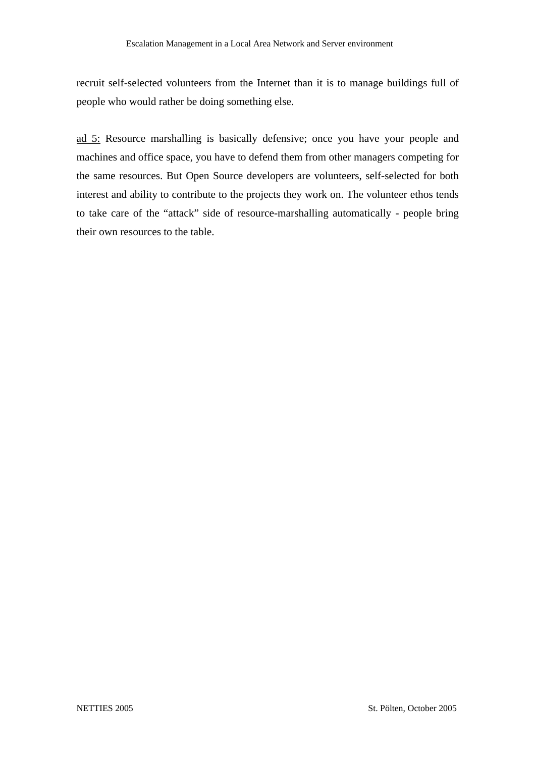recruit self-selected volunteers from the Internet than it is to manage buildings full of people who would rather be doing something else.

<u>ad 5:</u> Resource marshalling is basically defensive; once you have your people and machines and office space, you have to defend them from other managers competing for the same resources. But Open Source developers are volunteers, self-selected for both interest and ability to contribute to the projects they work on. The volunteer ethos tends to take care of the “attack” side of resource-marshalling automatically - people bring their own resources to the table.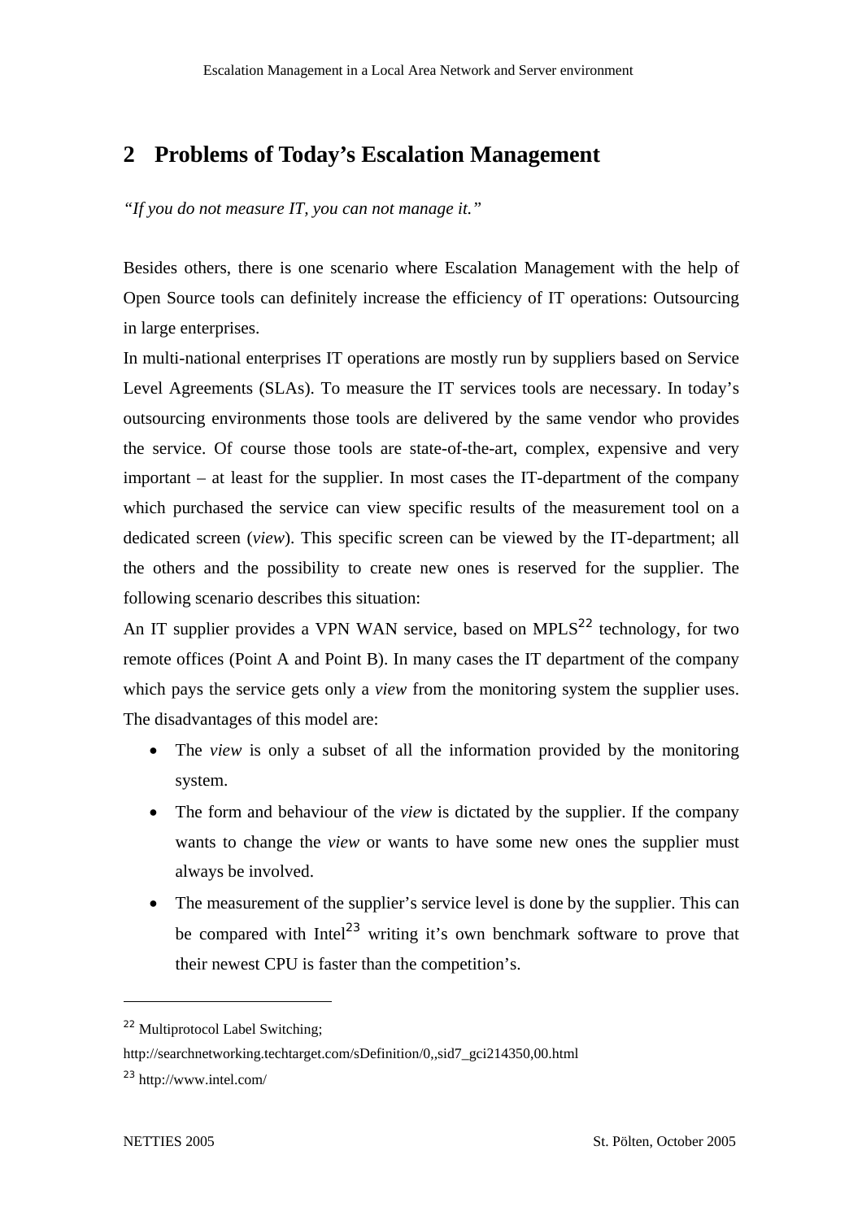# 2 Problems of Today's Escalation Management

*"If you do not measure IT, you can not manage it."*

Besides others, there is one scenario where Escalation Management with the help of Open Source tools can definitely increase the efficiency of IT operations: Outsourcing in large enterprises.

In multi-national enterprises IT operations are mostly run by suppliers based on Service Level Agreements (SLAs). To measure the IT services tools are necessary. In today's outsourcing environments those tools are delivered by the same vendor who provides the service. Of course those tools are state-of-the-art, complex, expensive and very important – at least for the supplier. In most cases the IT-department of the company which purchased the service can view specific results of the measurement tool on a dedicated screen (*view*). This specific screen can be viewed by the IT-department; all the others and the possibility to create new ones is reserved for the supplier. The following scenario describes this situation:

An IT supplier provides a VPN WAN service, based on MPLS[22] technology, for two remote offices (Point A and Point B). In many cases the IT department of the company which pays the service gets only a *view* from the monitoring system the supplier uses. The disadvantages of this model are:

- The *view* is only a subset of all the information provided by the monitoring system.
- The form and behaviour of the *view* is dictated by the supplier. If the company wants to change the *view* or wants to have some new ones the supplier must always be involved.
- The measurement of the supplier's service level is done by the supplier. This can be compared with Intel[23] writing it's own benchmark software to prove that their newest CPU is faster than the competition's.

---

[22] Multiprotocol Label Switching;
http://searchnetworking.techtarget.com/sDefinition/0,,sid7_gci214350,00.html

[23] http://www.intel.com/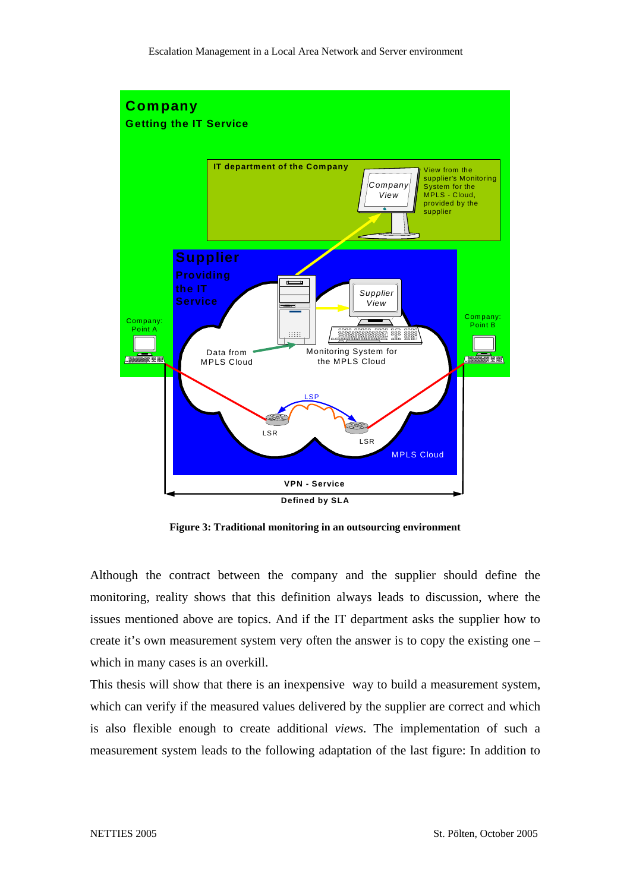**Figure 3: Traditional monitoring in an outsourcing environment**

Although the contract between the company and the supplier should define the monitoring, reality shows that this definition always leads to discussion, where the issues mentioned above are topics. And if the IT department asks the supplier how to create it's own measurement system very often the answer is to copy the existing one – which in many cases is an overkill.

This thesis will show that there is an inexpensive way to build a measurement system, which can verify if the measured values delivered by the supplier are correct and which is also flexible enough to create additional *views*. The implementation of such a measurement system leads to the following adaptation of the last figure: In addition to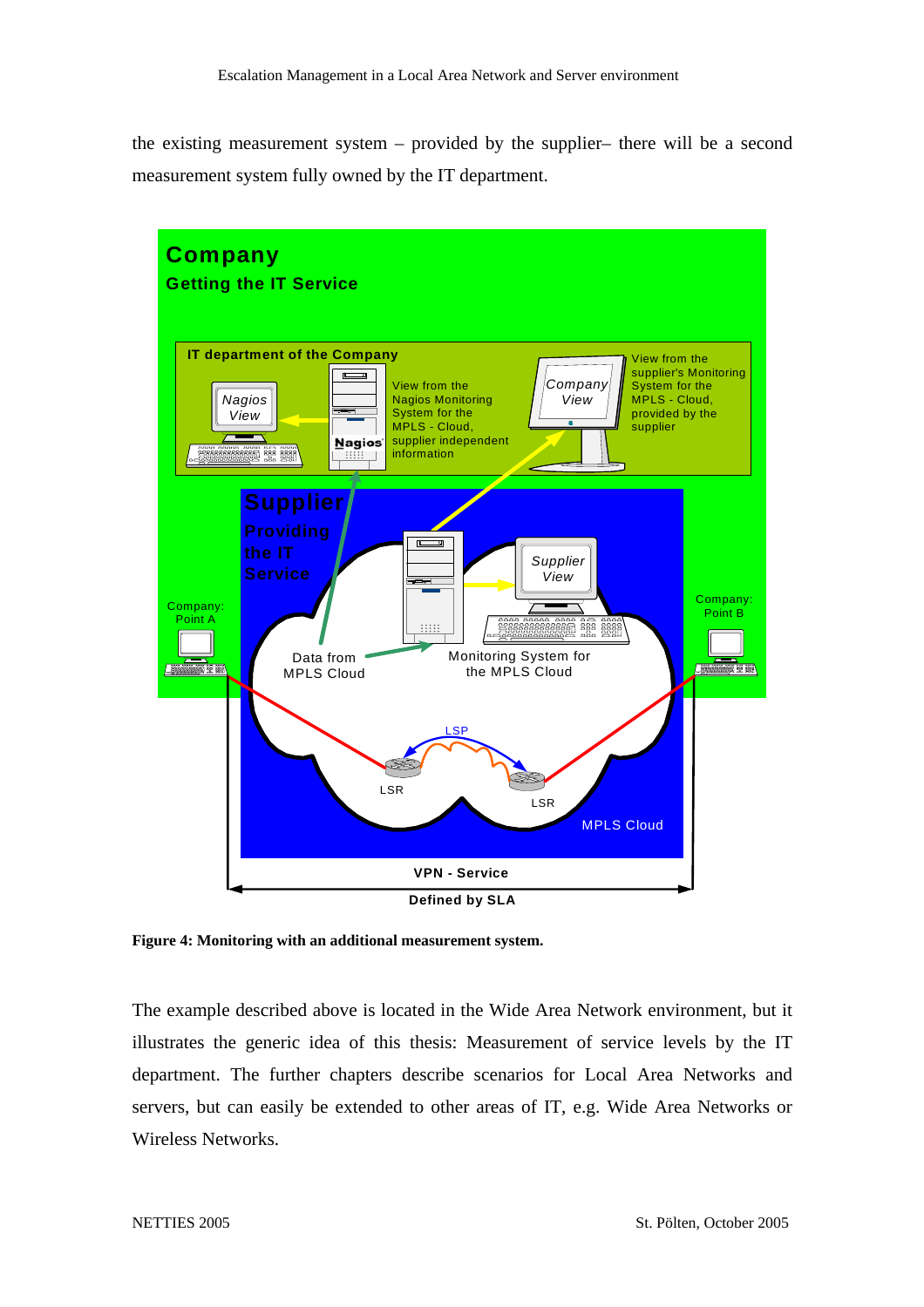the existing measurement system – provided by the supplier– there will be a second measurement system fully owned by the IT department.

**Figure 4: Monitoring with an additional measurement system.**

The example described above is located in the Wide Area Network environment, but it illustrates the generic idea of this thesis: Measurement of service levels by the IT department. The further chapters describe scenarios for Local Area Networks and servers, but can easily be extended to other areas of IT, e.g. Wide Area Networks or Wireless Networks.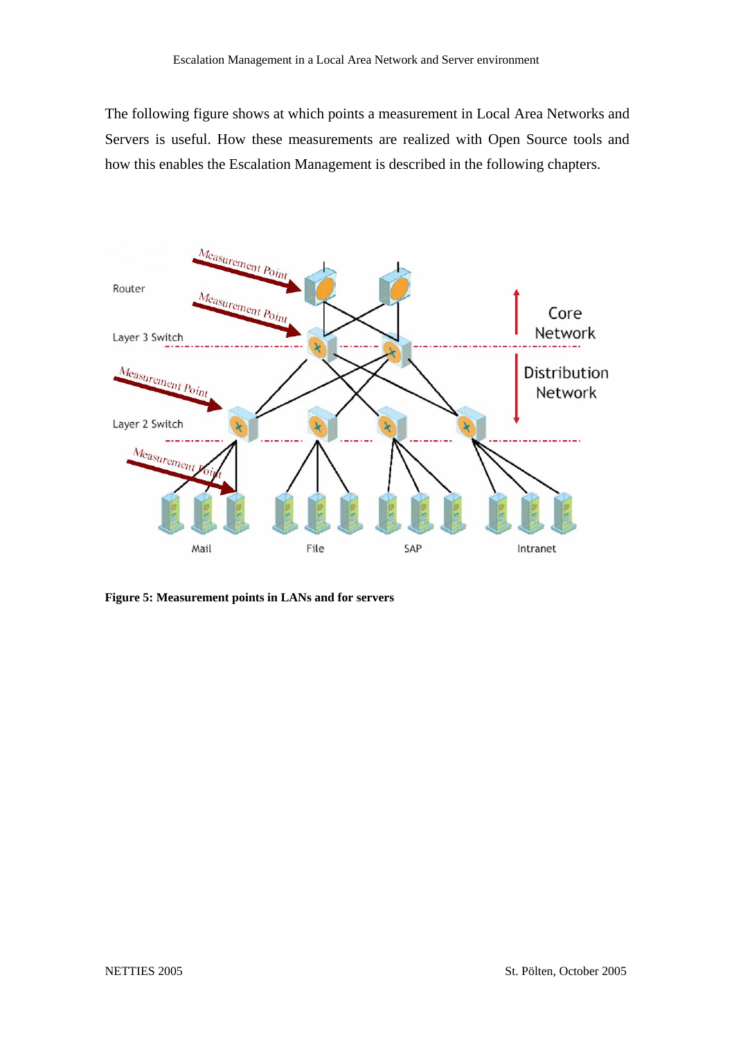The following figure shows at which points a measurement in Local Area Networks and Servers is useful. How these measurements are realized with Open Source tools and how this enables the Escalation Management is described in the following chapters.

**Figure 5: Measurement points in LANs and for servers**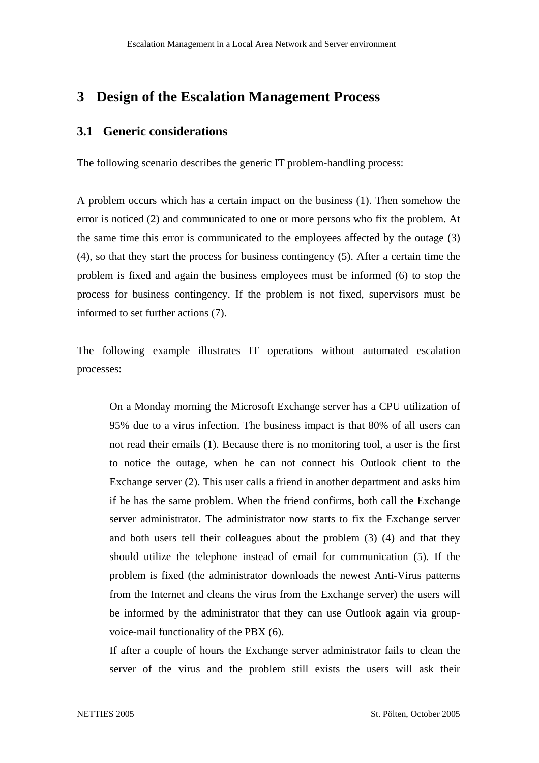# 3 Design of the Escalation Management Process

## 3.1 Generic considerations

The following scenario describes the generic IT problem-handling process:

A problem occurs which has a certain impact on the business (1). Then somehow the error is noticed (2) and communicated to one or more persons who fix the problem. At the same time this error is communicated to the employees affected by the outage (3) (4), so that they start the process for business contingency (5). After a certain time the problem is fixed and again the business employees must be informed (6) to stop the process for business contingency. If the problem is not fixed, supervisors must be informed to set further actions (7).

The following example illustrates IT operations without automated escalation processes:

> On a Monday morning the Microsoft Exchange server has a CPU utilization of 95% due to a virus infection. The business impact is that 80% of all users can not read their emails (1). Because there is no monitoring tool, a user is the first to notice the outage, when he can not connect his Outlook client to the Exchange server (2). This user calls a friend in another department and asks him if he has the same problem. When the friend confirms, both call the Exchange server administrator. The administrator now starts to fix the Exchange server and both users tell their colleagues about the problem (3) (4) and that they should utilize the telephone instead of email for communication (5). If the problem is fixed (the administrator downloads the newest Anti-Virus patterns from the Internet and cleans the virus from the Exchange server) the users will be informed by the administrator that they can use Outlook again via group-voice-mail functionality of the PBX (6).
>
> If after a couple of hours the Exchange server administrator fails to clean the server of the virus and the problem still exists the users will ask their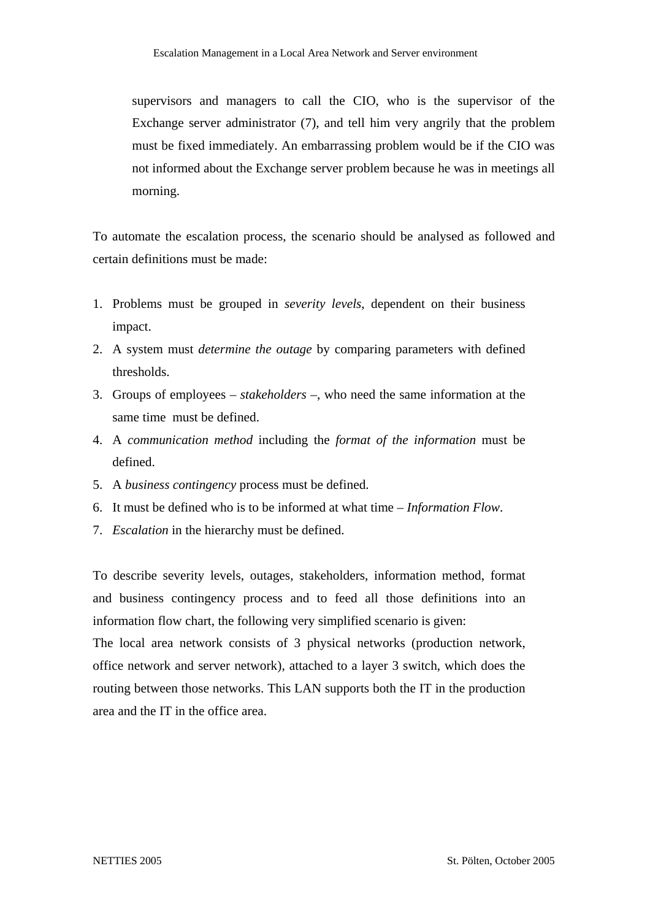supervisors and managers to call the CIO, who is the supervisor of the Exchange server administrator (7), and tell him very angrily that the problem must be fixed immediately. An embarrassing problem would be if the CIO was not informed about the Exchange server problem because he was in meetings all morning.

To automate the escalation process, the scenario should be analysed as followed and certain definitions must be made:

1. Problems must be grouped in *severity levels*, dependent on their business impact.
2. A system must *determine the outage* by comparing parameters with defined thresholds.
3. Groups of employees – *stakeholders* –, who need the same information at the same time must be defined.
4. A *communication method* including the *format of the information* must be defined.
5. A *business contingency* process must be defined.
6. It must be defined who is to be informed at what time – *Information Flow*.
7. *Escalation* in the hierarchy must be defined.

To describe severity levels, outages, stakeholders, information method, format and business contingency process and to feed all those definitions into an information flow chart, the following very simplified scenario is given:
The local area network consists of 3 physical networks (production network, office network and server network), attached to a layer 3 switch, which does the routing between those networks. This LAN supports both the IT in the production area and the IT in the office area.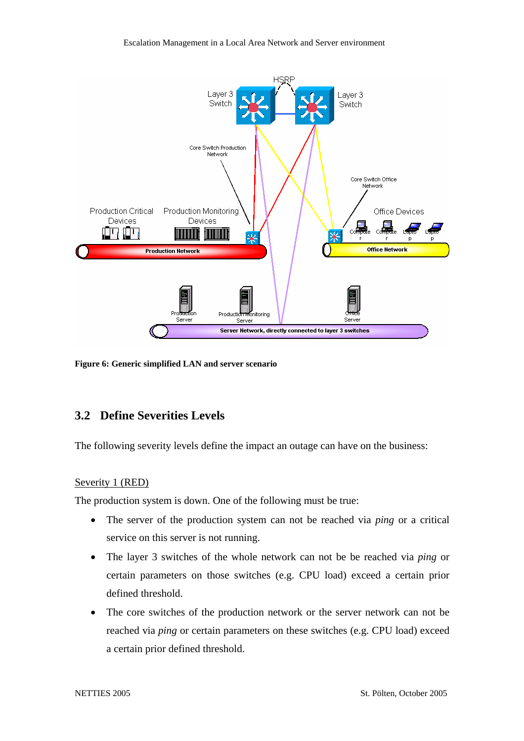Figure 6: Generic simplified LAN and server scenario

## 3.2 Define Severities Levels

The following severity levels define the impact an outage can have on the business:

Severity 1 (RED)

The production system is down. One of the following must be true:

- The server of the production system can not be reached via *ping* or a critical service on this server is not running.
- The layer 3 switches of the whole network can not be be reached via *ping* or certain parameters on those switches (e.g. CPU load) exceed a certain prior defined threshold.
- The core switches of the production network or the server network can not be reached via *ping* or certain parameters on these switches (e.g. CPU load) exceed a certain prior defined threshold.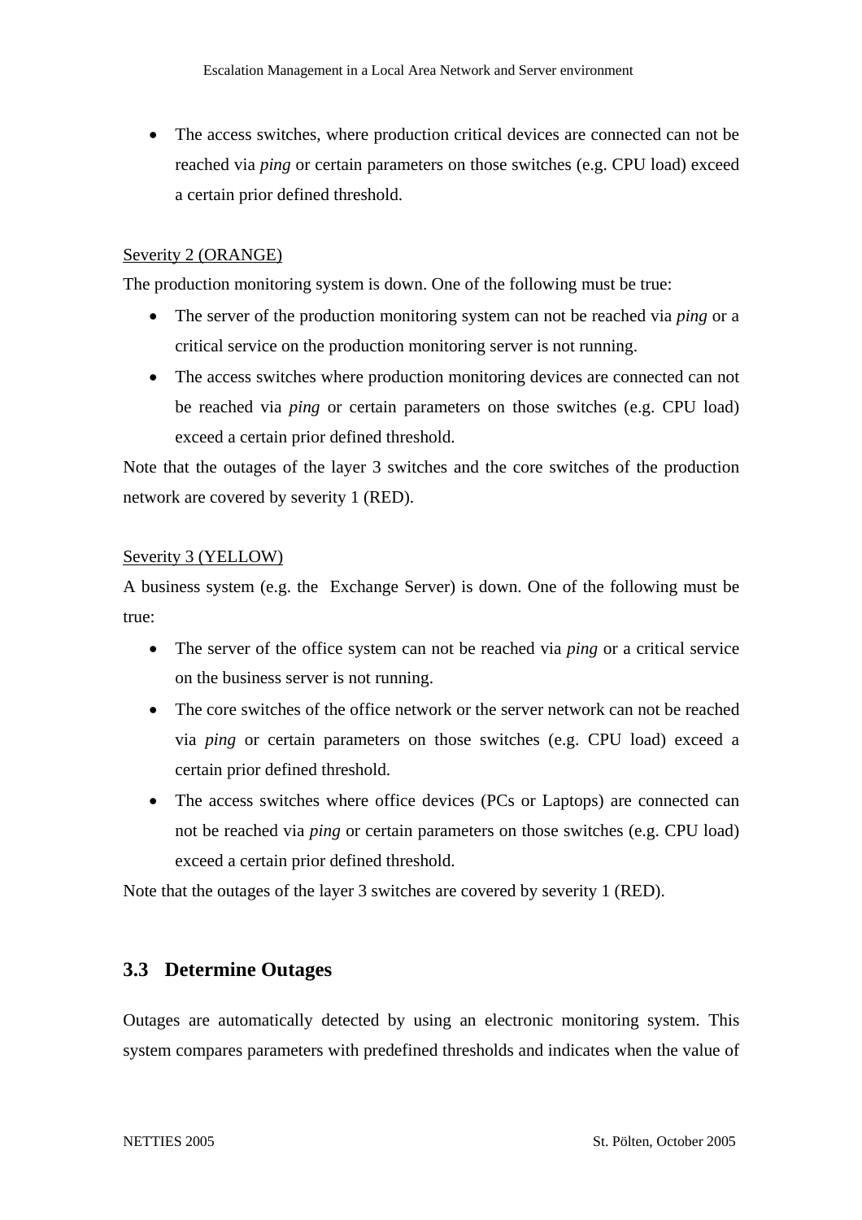- The access switches, where production critical devices are connected can not be reached via *ping* or certain parameters on those switches (e.g. CPU load) exceed a certain prior defined threshold.

Severity 2 (ORANGE)

The production monitoring system is down. One of the following must be true:

- The server of the production monitoring system can not be reached via *ping* or a critical service on the production monitoring server is not running.
- The access switches where production monitoring devices are connected can not be reached via *ping* or certain parameters on those switches (e.g. CPU load) exceed a certain prior defined threshold.

Note that the outages of the layer 3 switches and the core switches of the production network are covered by severity 1 (RED).

Severity 3 (YELLOW)

A business system (e.g. the Exchange Server) is down. One of the following must be true:

- The server of the office system can not be reached via *ping* or a critical service on the business server is not running.
- The core switches of the office network or the server network can not be reached via *ping* or certain parameters on those switches (e.g. CPU load) exceed a certain prior defined threshold.
- The access switches where office devices (PCs or Laptops) are connected can not be reached via *ping* or certain parameters on those switches (e.g. CPU load) exceed a certain prior defined threshold.

Note that the outages of the layer 3 switches are covered by severity 1 (RED).

## 3.3 Determine Outages

Outages are automatically detected by using an electronic monitoring system. This system compares parameters with predefined thresholds and indicates when the value of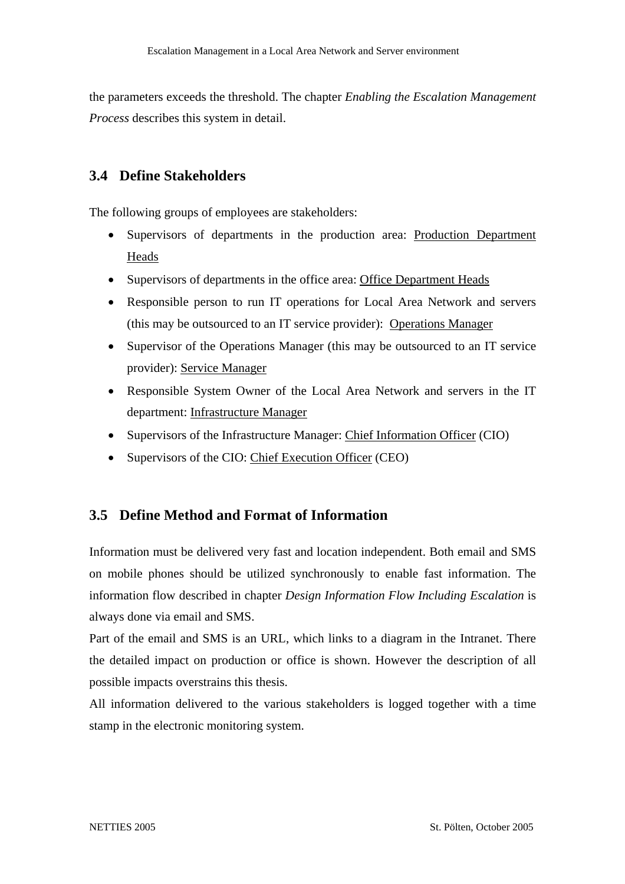the parameters exceeds the threshold. The chapter *Enabling the Escalation Management Process* describes this system in detail.

## 3.4 Define Stakeholders

The following groups of employees are stakeholders:

- Supervisors of departments in the production area: Production Department Heads
- Supervisors of departments in the office area: Office Department Heads
- Responsible person to run IT operations for Local Area Network and servers (this may be outsourced to an IT service provider): Operations Manager
- Supervisor of the Operations Manager (this may be outsourced to an IT service provider): Service Manager
- Responsible System Owner of the Local Area Network and servers in the IT department: Infrastructure Manager
- Supervisors of the Infrastructure Manager: Chief Information Officer (CIO)
- Supervisors of the CIO: Chief Execution Officer (CEO)

## 3.5 Define Method and Format of Information

Information must be delivered very fast and location independent. Both email and SMS on mobile phones should be utilized synchronously to enable fast information. The information flow described in chapter *Design Information Flow Including Escalation* is always done via email and SMS.

Part of the email and SMS is an URL, which links to a diagram in the Intranet. There the detailed impact on production or office is shown. However the description of all possible impacts overstrains this thesis.

All information delivered to the various stakeholders is logged together with a time stamp in the electronic monitoring system.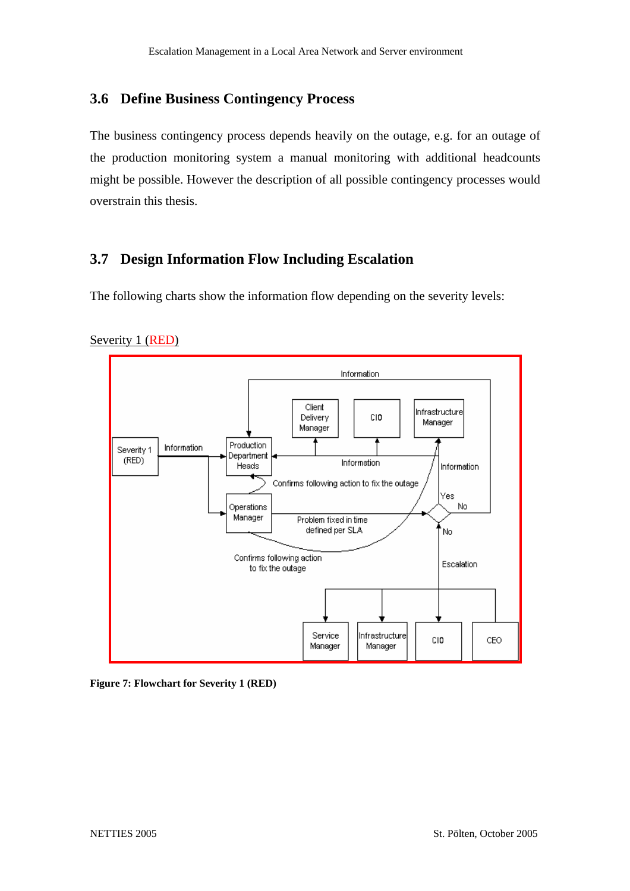## 3.6 Define Business Contingency Process

The business contingency process depends heavily on the outage, e.g. for an outage of the production monitoring system a manual monitoring with additional headcounts might be possible. However the description of all possible contingency processes would overstrain this thesis.

## 3.7 Design Information Flow Including Escalation

The following charts show the information flow depending on the severity levels:

Severity 1 (RED)

**Figure 7: Flowchart for Severity 1 (RED)**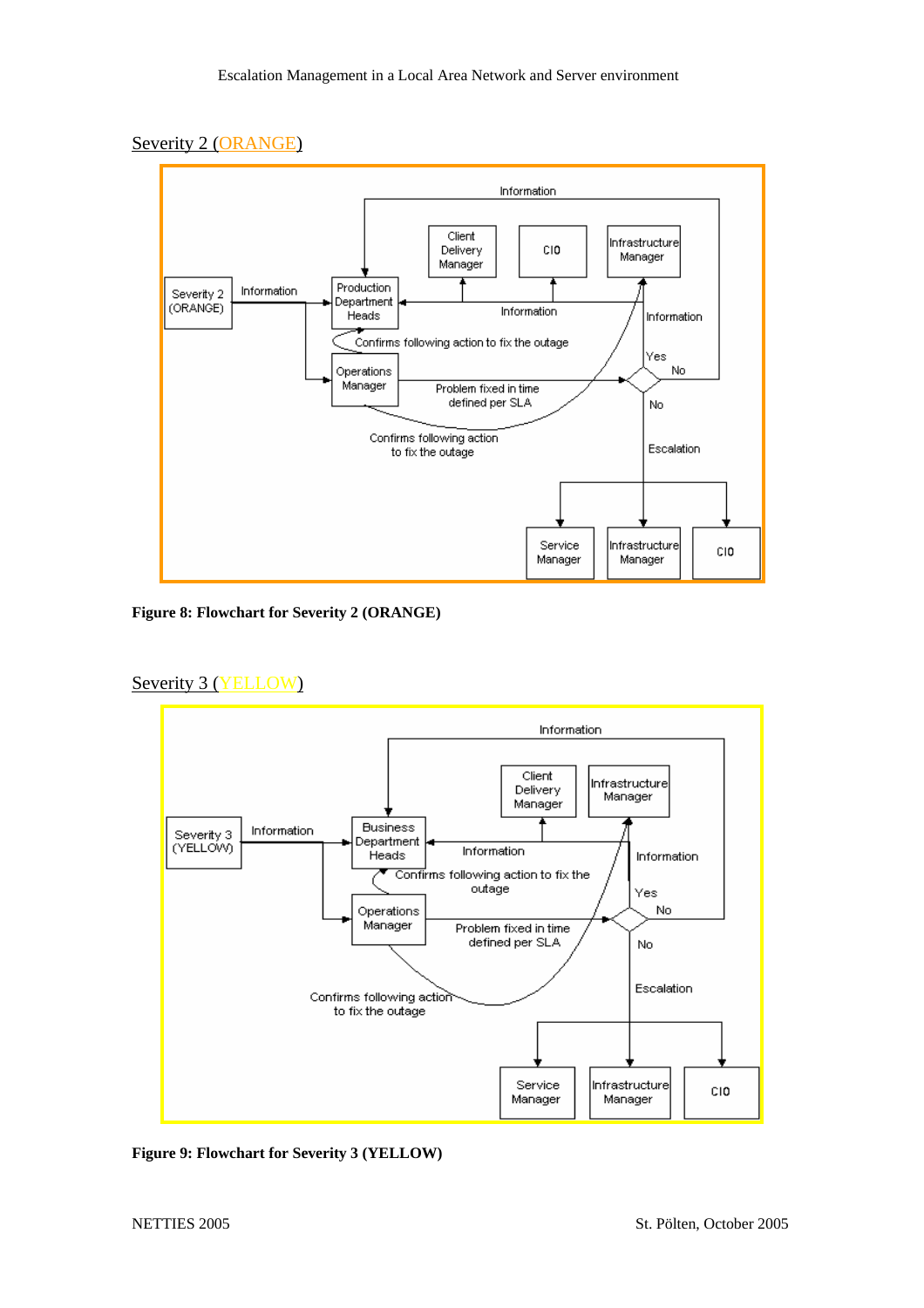## Severity 2 (ORANGE)

**Figure 8: Flowchart for Severity 2 (ORANGE)**

## Severity 3 (YELLOW)

**Figure 9: Flowchart for Severity 3 (YELLOW)**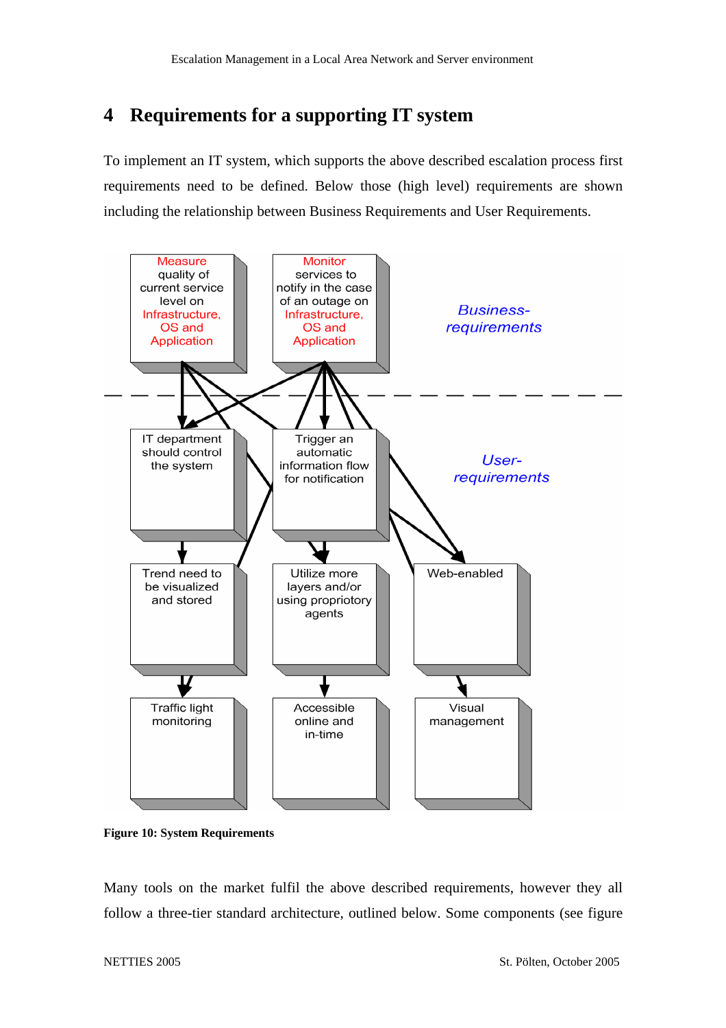# 4 Requirements for a supporting IT system

To implement an IT system, which supports the above described escalation process first requirements need to be defined. Below those (high level) requirements are shown including the relationship between Business Requirements and User Requirements.

**Figure 10: System Requirements**

Many tools on the market fulfil the above described requirements, however they all follow a three-tier standard architecture, outlined below. Some components (see figure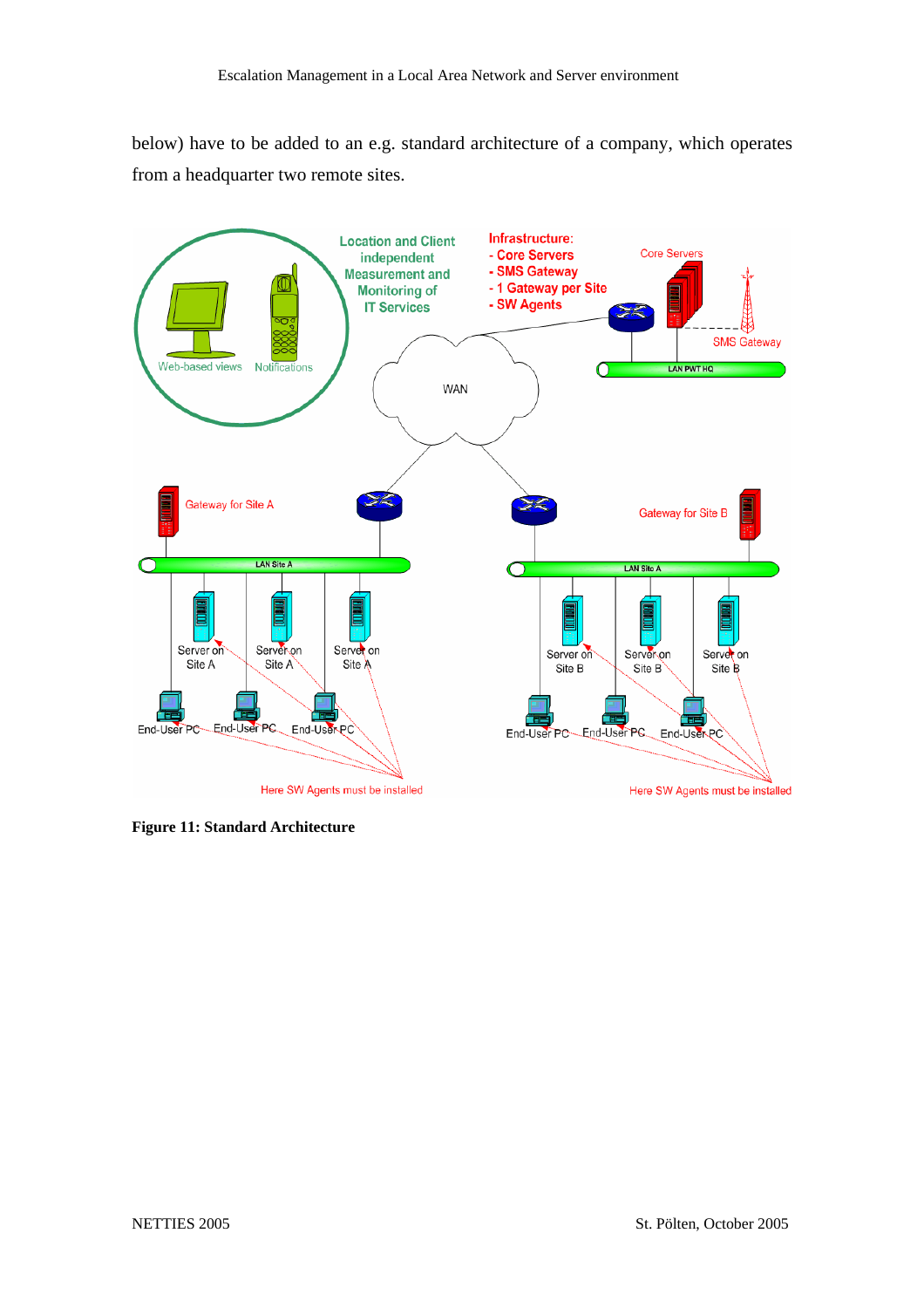below) have to be added to an e.g. standard architecture of a company, which operates from a headquarter two remote sites.

**Figure 11: Standard Architecture**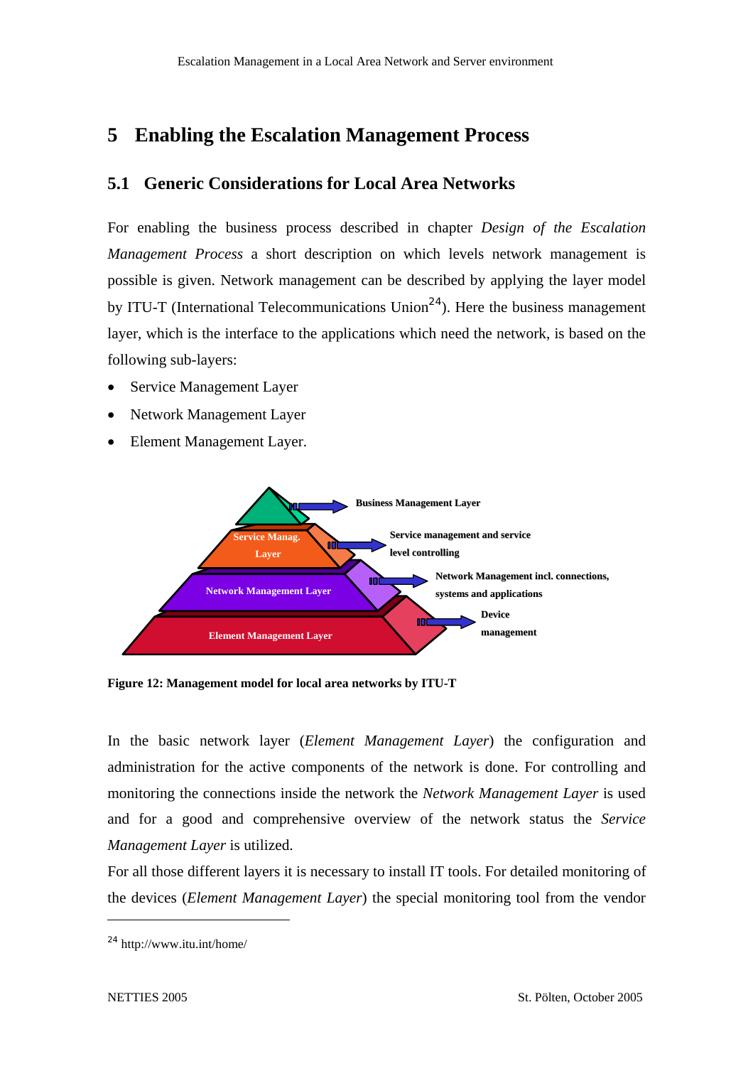# 5 Enabling the Escalation Management Process

## 5.1 Generic Considerations for Local Area Networks

For enabling the business process described in chapter *Design of the Escalation Management Process* a short description on which levels network management is possible is given. Network management can be described by applying the layer model by ITU-T (International Telecommunications Union[24]). Here the business management layer, which is the interface to the applications which need the network, is based on the following sub-layers:

- Service Management Layer
- Network Management Layer
- Element Management Layer.

**Figure 12: Management model for local area networks by ITU-T**

In the basic network layer (*Element Management Layer*) the configuration and administration for the active components of the network is done. For controlling and monitoring the connections inside the network the *Network Management Layer* is used and for a good and comprehensive overview of the network status the *Service Management Layer* is utilized.

For all those different layers it is necessary to install IT tools. For detailed monitoring of the devices (*Element Management Layer*) the special monitoring tool from the vendor

[24] http://www.itu.int/home/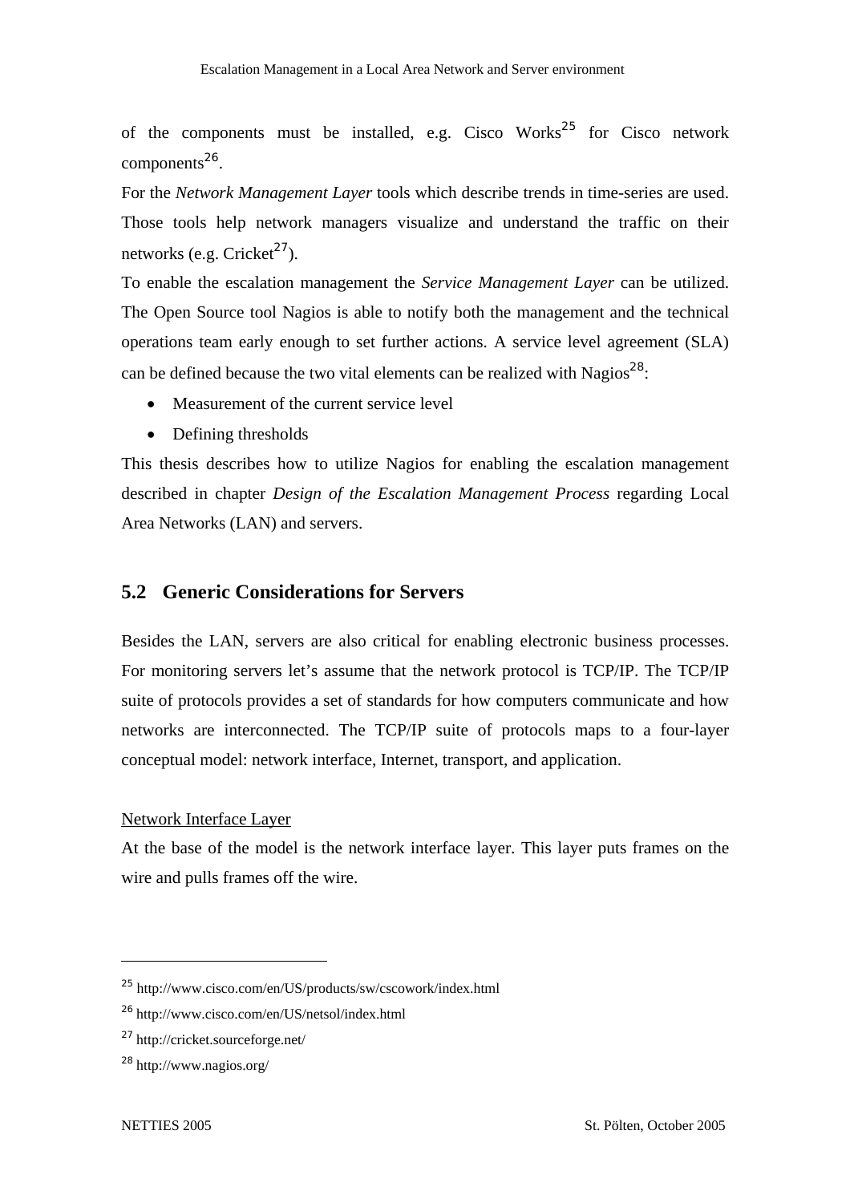of the components must be installed, e.g. Cisco Works[25] for Cisco network components[26].

For the *Network Management Layer* tools which describe trends in time-series are used. Those tools help network managers visualize and understand the traffic on their networks (e.g. Cricket[27]).

To enable the escalation management the *Service Management Layer* can be utilized. The Open Source tool Nagios is able to notify both the management and the technical operations team early enough to set further actions. A service level agreement (SLA) can be defined because the two vital elements can be realized with Nagios[28]:

- Measurement of the current service level
- Defining thresholds

This thesis describes how to utilize Nagios for enabling the escalation management described in chapter *Design of the Escalation Management Process* regarding Local Area Networks (LAN) and servers.

## 5.2 Generic Considerations for Servers

Besides the LAN, servers are also critical for enabling electronic business processes. For monitoring servers let's assume that the network protocol is TCP/IP. The TCP/IP suite of protocols provides a set of standards for how computers communicate and how networks are interconnected. The TCP/IP suite of protocols maps to a four-layer conceptual model: network interface, Internet, transport, and application.

<u>Network Interface Layer</u>

At the base of the model is the network interface layer. This layer puts frames on the wire and pulls frames off the wire.

---

[25] http://www.cisco.com/en/US/products/sw/cscowork/index.html

[26] http://www.cisco.com/en/US/netsol/index.html

[27] http://cricket.sourceforge.net/

[28] http://www.nagios.org/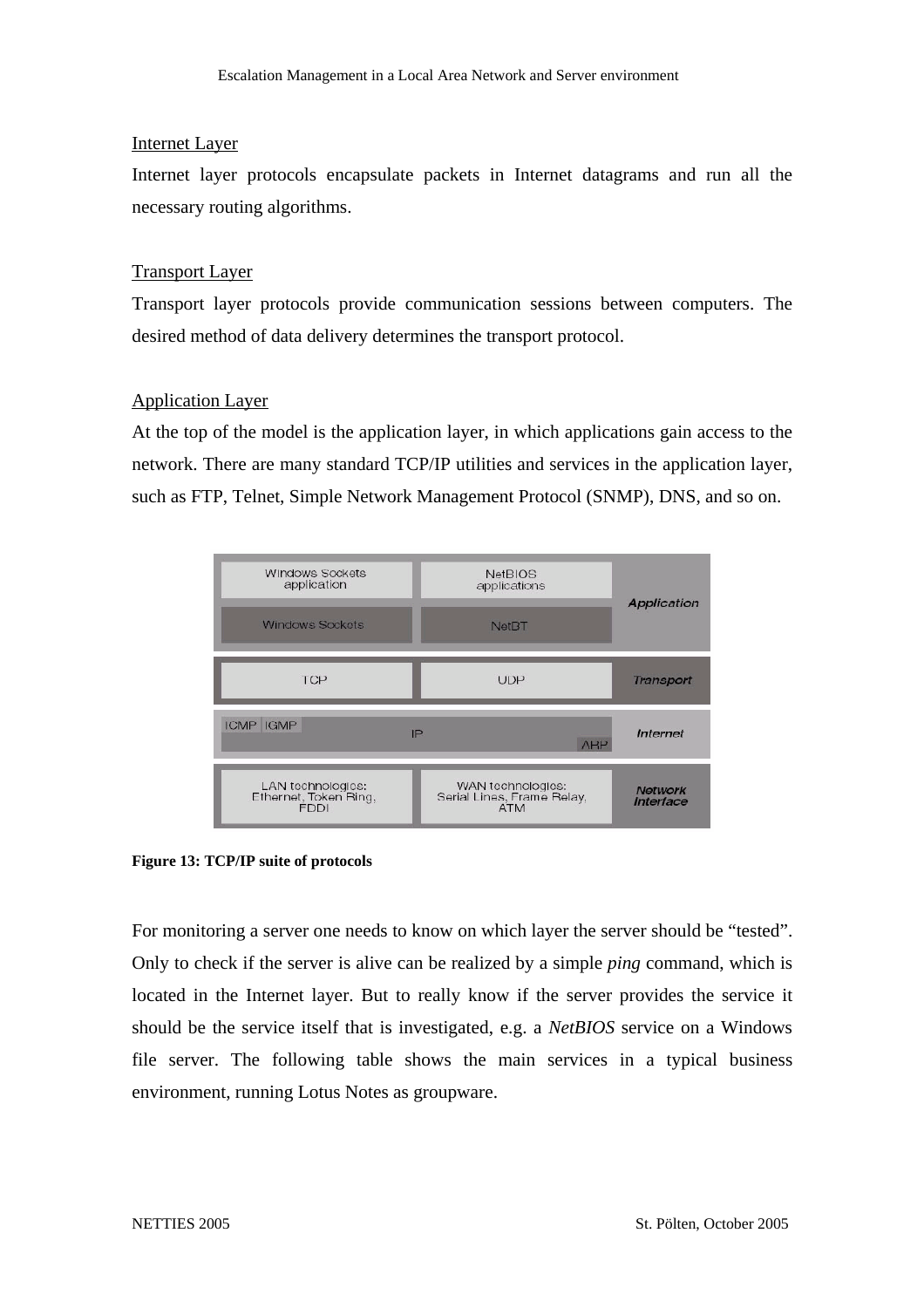Internet Layer

Internet layer protocols encapsulate packets in Internet datagrams and run all the necessary routing algorithms.

Transport Layer

Transport layer protocols provide communication sessions between computers. The desired method of data delivery determines the transport protocol.

Application Layer

At the top of the model is the application layer, in which applications gain access to the network. There are many standard TCP/IP utilities and services in the application layer, such as FTP, Telnet, Simple Network Management Protocol (SNMP), DNS, and so on.

| | | |
|---|---|---|
| Windows Sockets application | NetBIOS applications | Application |
| Windows Sockets | NetBT | |
| TCP | UDP | Transport |
| ICMP IGMP IP ARP | | Internet |
| LAN technologies: Ethernet, Token Ring, FDDI | WAN technologies: Serial Lines, Frame Relay, ATM | Network Interface |

**Figure 13: TCP/IP suite of protocols**

For monitoring a server one needs to know on which layer the server should be "tested". Only to check if the server is alive can be realized by a simple *ping* command, which is located in the Internet layer. But to really know if the server provides the service it should be the service itself that is investigated, e.g. a *NetBIOS* service on a Windows file server. The following table shows the main services in a typical business environment, running Lotus Notes as groupware.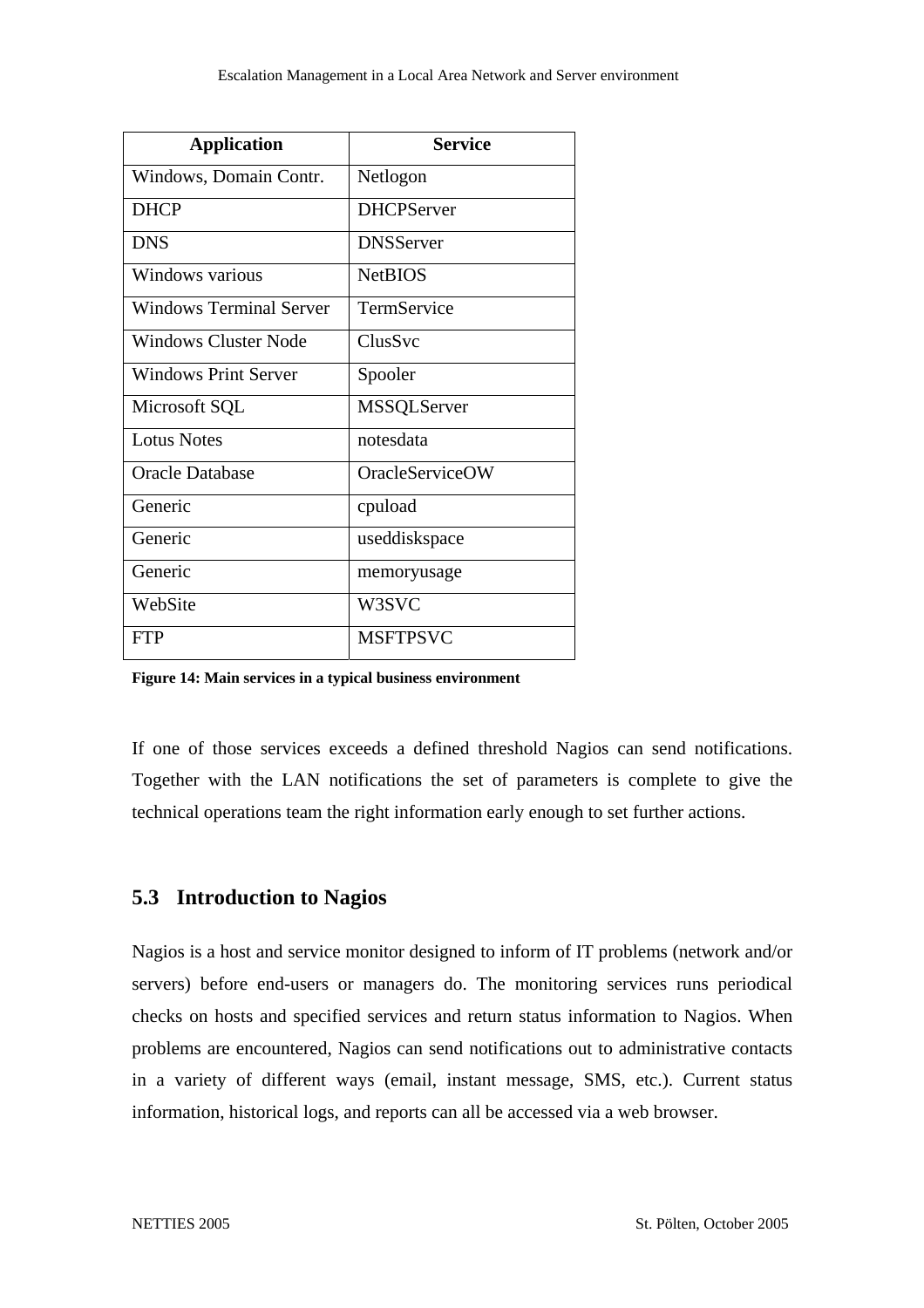| Application | Service |
|---|---|
| Windows, Domain Contr. | Netlogon |
| DHCP | DHCPServer |
| DNS | DNSServer |
| Windows various | NetBIOS |
| Windows Terminal Server | TermService |
| Windows Cluster Node | ClusSvc |
| Windows Print Server | Spooler |
| Microsoft SQL | MSSQLServer |
| Lotus Notes | notesdata |
| Oracle Database | OracleServiceOW |
| Generic | cpuload |
| Generic | useddiskspace |
| Generic | memoryusage |
| WebSite | W3SVC |
| FTP | MSFTPSVC |

**Figure 14: Main services in a typical business environment**

If one of those services exceeds a defined threshold Nagios can send notifications. Together with the LAN notifications the set of parameters is complete to give the technical operations team the right information early enough to set further actions.

## 5.3 Introduction to Nagios

Nagios is a host and service monitor designed to inform of IT problems (network and/or servers) before end-users or managers do. The monitoring services runs periodical checks on hosts and specified services and return status information to Nagios. When problems are encountered, Nagios can send notifications out to administrative contacts in a variety of different ways (email, instant message, SMS, etc.). Current status information, historical logs, and reports can all be accessed via a web browser.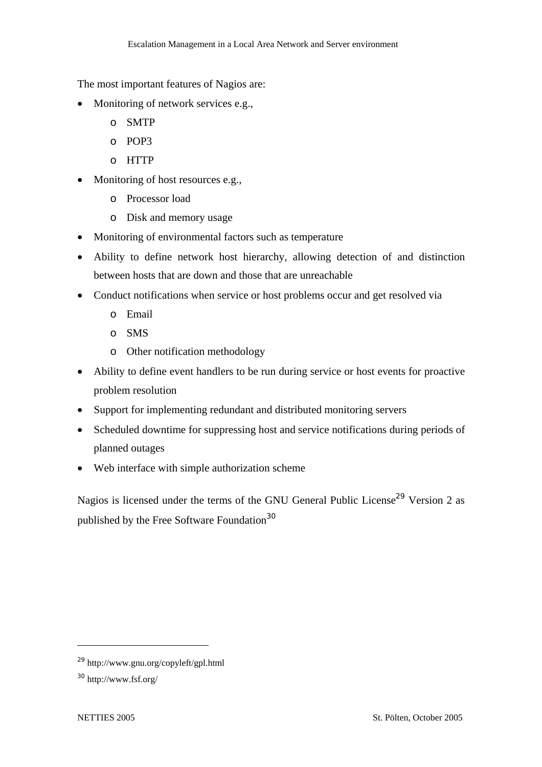The most important features of Nagios are:

- Monitoring of network services e.g.,
  - SMTP
  - POP3
  - HTTP
- Monitoring of host resources e.g.,
  - Processor load
  - Disk and memory usage
- Monitoring of environmental factors such as temperature
- Ability to define network host hierarchy, allowing detection of and distinction between hosts that are down and those that are unreachable
- Conduct notifications when service or host problems occur and get resolved via
  - Email
  - SMS
  - Other notification methodology
- Ability to define event handlers to be run during service or host events for proactive problem resolution
- Support for implementing redundant and distributed monitoring servers
- Scheduled downtime for suppressing host and service notifications during periods of planned outages
- Web interface with simple authorization scheme

Nagios is licensed under the terms of the GNU General Public License[29] Version 2 as published by the Free Software Foundation[30]

---

[29] http://www.gnu.org/copyleft/gpl.html

[30] http://www.fsf.org/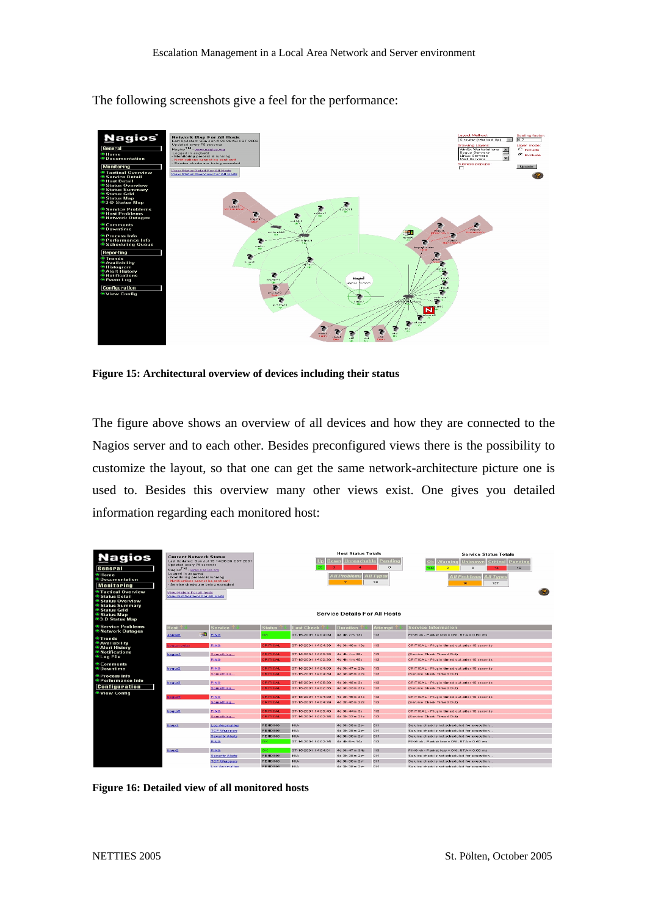The following screenshots give a feel for the performance:

**Figure 15: Architectural overview of devices including their status**

The figure above shows an overview of all devices and how they are connected to the Nagios server and to each other. Besides preconfigured views there is the possibility to customize the layout, so that one can get the same network-architecture picture one is used to. Besides this overview many other views exist. One gives you detailed information regarding each monitored host:

**Figure 16: Detailed view of all monitored hosts**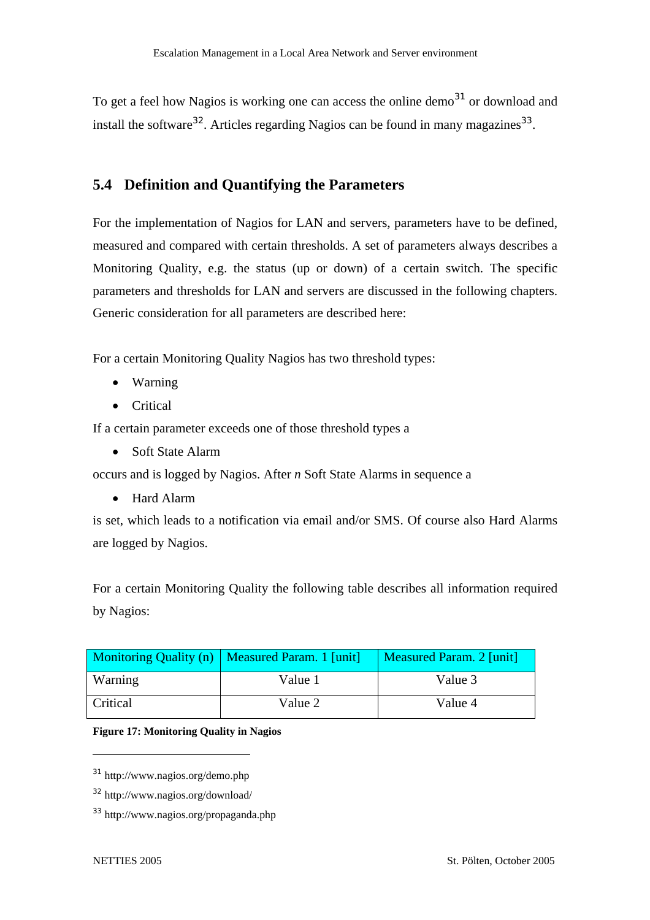To get a feel how Nagios is working one can access the online demo[31] or download and install the software[32]. Articles regarding Nagios can be found in many magazines[33].

## 5.4 Definition and Quantifying the Parameters

For the implementation of Nagios for LAN and servers, parameters have to be defined, measured and compared with certain thresholds. A set of parameters always describes a Monitoring Quality, e.g. the status (up or down) of a certain switch. The specific parameters and thresholds for LAN and servers are discussed in the following chapters. Generic consideration for all parameters are described here:

For a certain Monitoring Quality Nagios has two threshold types:

- Warning
- Critical

If a certain parameter exceeds one of those threshold types a

- Soft State Alarm

occurs and is logged by Nagios. After *n* Soft State Alarms in sequence a

- Hard Alarm

is set, which leads to a notification via email and/or SMS. Of course also Hard Alarms are logged by Nagios.

For a certain Monitoring Quality the following table describes all information required by Nagios:

| Monitoring Quality (n) | Measured Param. 1 [unit] | Measured Param. 2 [unit] |
|---|---|---|
| Warning | Value 1 | Value 3 |
| Critical | Value 2 | Value 4 |

**Figure 17: Monitoring Quality in Nagios**

---

[31] http://www.nagios.org/demo.php

[32] http://www.nagios.org/download/

[33] http://www.nagios.org/propaganda.php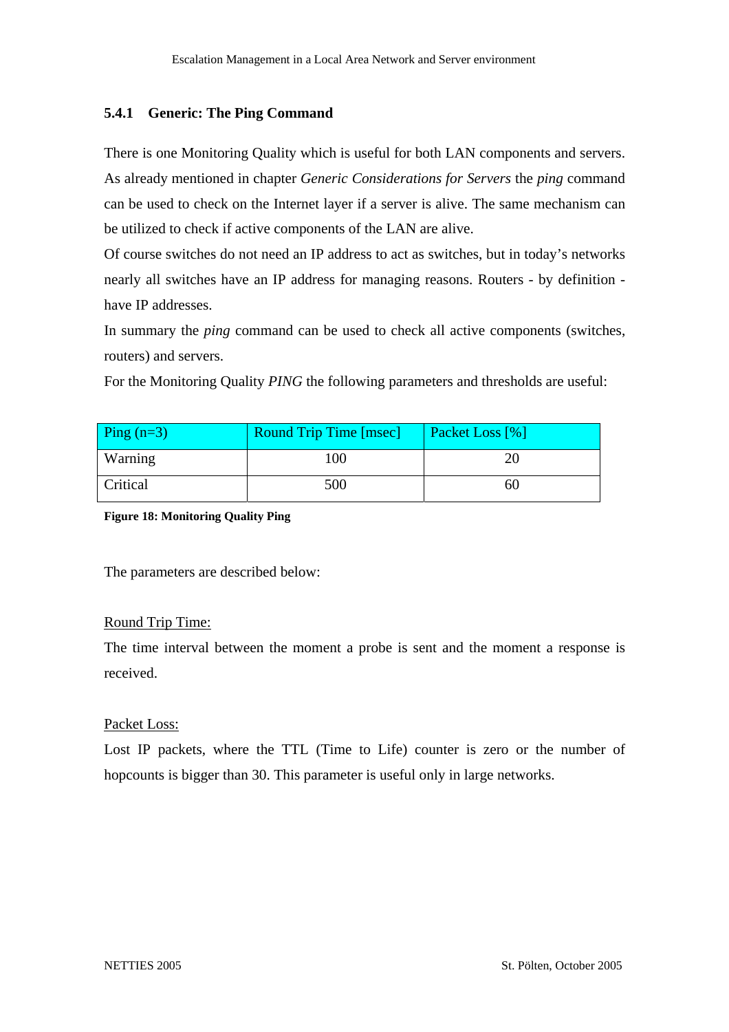### 5.4.1 Generic: The Ping Command

There is one Monitoring Quality which is useful for both LAN components and servers. As already mentioned in chapter *Generic Considerations for Servers* the *ping* command can be used to check on the Internet layer if a server is alive. The same mechanism can be utilized to check if active components of the LAN are alive.

Of course switches do not need an IP address to act as switches, but in today's networks nearly all switches have an IP address for managing reasons. Routers - by definition - have IP addresses.

In summary the *ping* command can be used to check all active components (switches, routers) and servers.

For the Monitoring Quality *PING* the following parameters and thresholds are useful:

| Ping (n=3) | Round Trip Time [msec] | Packet Loss [%] |
| --- | --- | --- |
| Warning | 100 | 20 |
| Critical | 500 | 60 |

**Figure 18: Monitoring Quality Ping**

The parameters are described below:

Round Trip Time:

The time interval between the moment a probe is sent and the moment a response is received.

Packet Loss:

Lost IP packets, where the TTL (Time to Life) counter is zero or the number of hopcounts is bigger than 30. This parameter is useful only in large networks.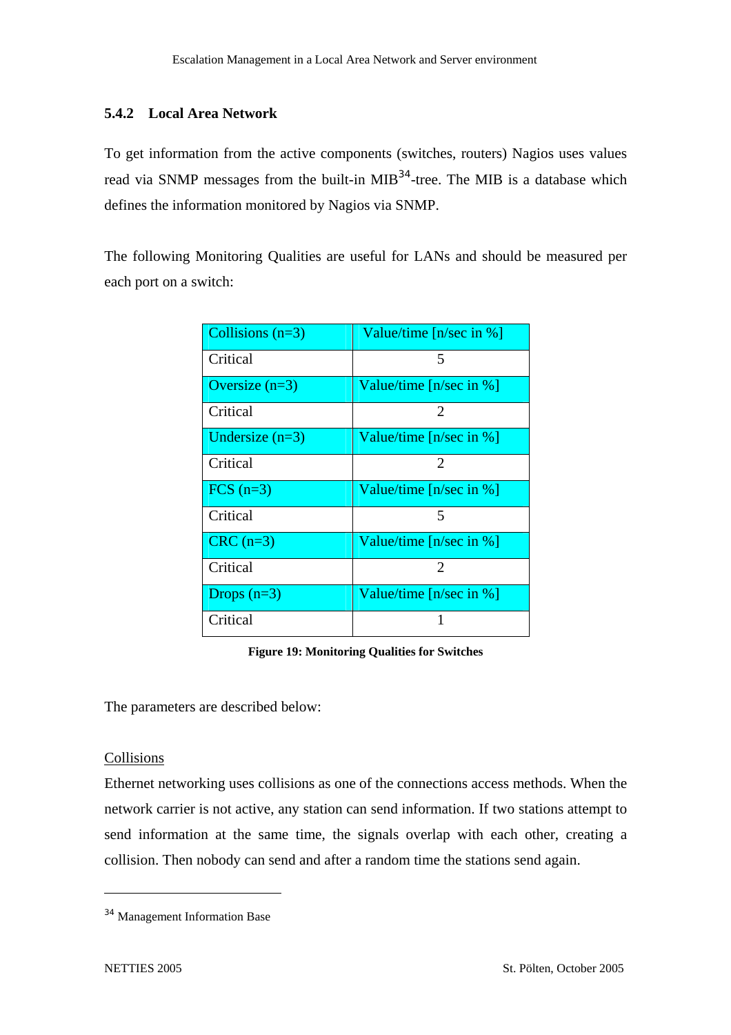### 5.4.2 Local Area Network

To get information from the active components (switches, routers) Nagios uses values read via SNMP messages from the built-in MIB[34]-tree. The MIB is a database which defines the information monitored by Nagios via SNMP.

The following Monitoring Qualities are useful for LANs and should be measured per each port on a switch:

| Collisions (n=3) | Value/time [n/sec in %] |
|---|---|
| Critical | 5 |
| Oversize (n=3) | Value/time [n/sec in %] |
| Critical | 2 |
| Undersize (n=3) | Value/time [n/sec in %] |
| Critical | 2 |
| FCS (n=3) | Value/time [n/sec in %] |
| Critical | 5 |
| CRC (n=3) | Value/time [n/sec in %] |
| Critical | 2 |
| Drops (n=3) | Value/time [n/sec in %] |
| Critical | 1 |

**Figure 19: Monitoring Qualities for Switches**

The parameters are described below:

Collisions

Ethernet networking uses collisions as one of the connections access methods. When the network carrier is not active, any station can send information. If two stations attempt to send information at the same time, the signals overlap with each other, creating a collision. Then nobody can send and after a random time the stations send again.

[34] Management Information Base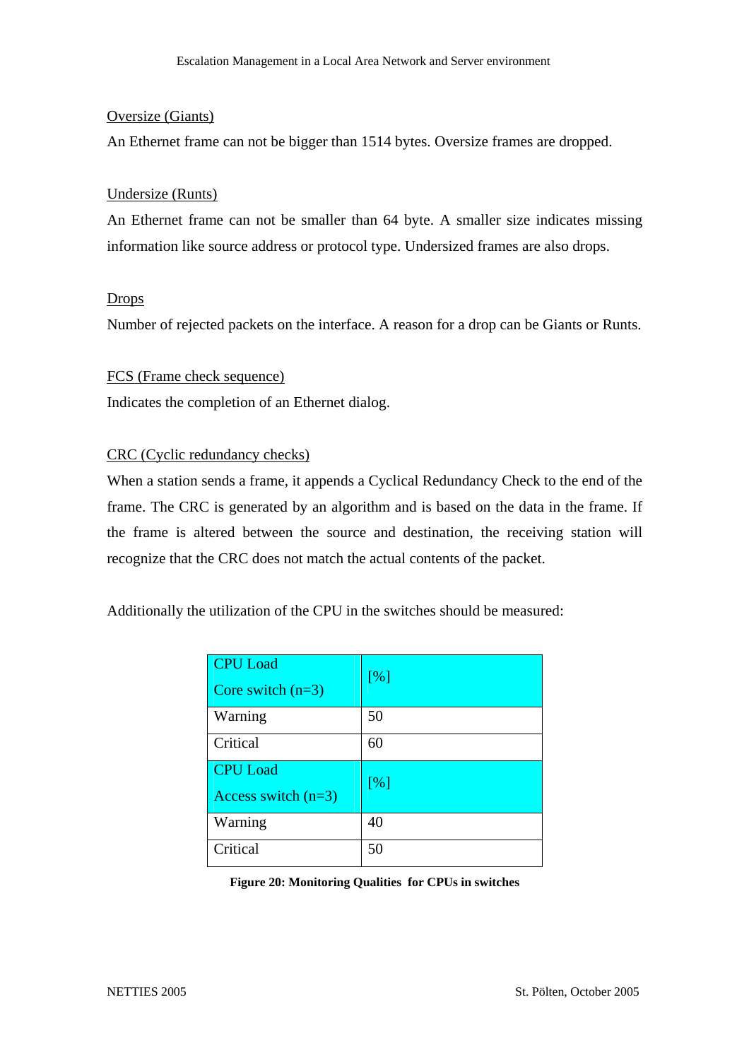Oversize (Giants)

An Ethernet frame can not be bigger than 1514 bytes. Oversize frames are dropped.

Undersize (Runts)

An Ethernet frame can not be smaller than 64 byte. A smaller size indicates missing information like source address or protocol type. Undersized frames are also drops.

Drops

Number of rejected packets on the interface. A reason for a drop can be Giants or Runts.

FCS (Frame check sequence)

Indicates the completion of an Ethernet dialog.

CRC (Cyclic redundancy checks)

When a station sends a frame, it appends a Cyclical Redundancy Check to the end of the frame. The CRC is generated by an algorithm and is based on the data in the frame. If the frame is altered between the source and destination, the receiving station will recognize that the CRC does not match the actual contents of the packet.

Additionally the utilization of the CPU in the switches should be measured:

| CPU Load<br>Core switch (n=3) | [%] |
|---|---|
| Warning | 50 |
| Critical | 60 |
| **CPU Load<br>Access switch (n=3)** | **[%]** |
| Warning | 40 |
| Critical | 50 |

**Figure 20: Monitoring Qualities for CPUs in switches**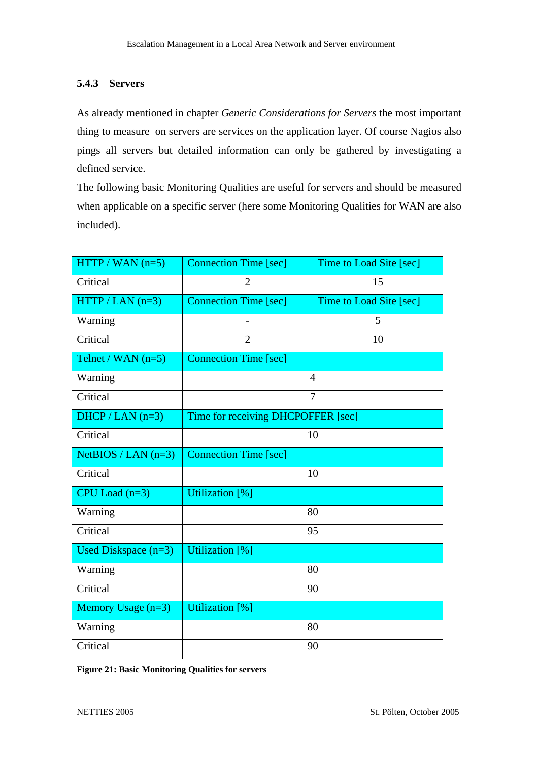### 5.4.3 Servers

As already mentioned in chapter *Generic Considerations for Servers* the most important thing to measure on servers are services on the application layer. Of course Nagios also pings all servers but detailed information can only be gathered by investigating a defined service.

The following basic Monitoring Qualities are useful for servers and should be measured when applicable on a specific server (here some Monitoring Qualities for WAN are also included).

| HTTP / WAN (n=5) | Connection Time [sec] | Time to Load Site [sec] |
|---|---|---|
| Critical | 2 | 15 |
| HTTP / LAN (n=3) | Connection Time [sec] | Time to Load Site [sec] |
| Warning | - | 5 |
| Critical | 2 | 10 |
| Telnet / WAN (n=5) | Connection Time [sec] | |
| Warning | 4 | |
| Critical | 7 | |
| DHCP / LAN (n=3) | Time for receiving DHCPOFFER [sec] | |
| Critical | 10 | |
| NetBIOS / LAN (n=3) | Connection Time [sec] | |
| Critical | 10 | |
| CPU Load (n=3) | Utilization [%] | |
| Warning | 80 | |
| Critical | 95 | |
| Used Diskspace (n=3) | Utilization [%] | |
| Warning | 80 | |
| Critical | 90 | |
| Memory Usage (n=3) | Utilization [%] | |
| Warning | 80 | |
| Critical | 90 | |

**Figure 21: Basic Monitoring Qualities for servers**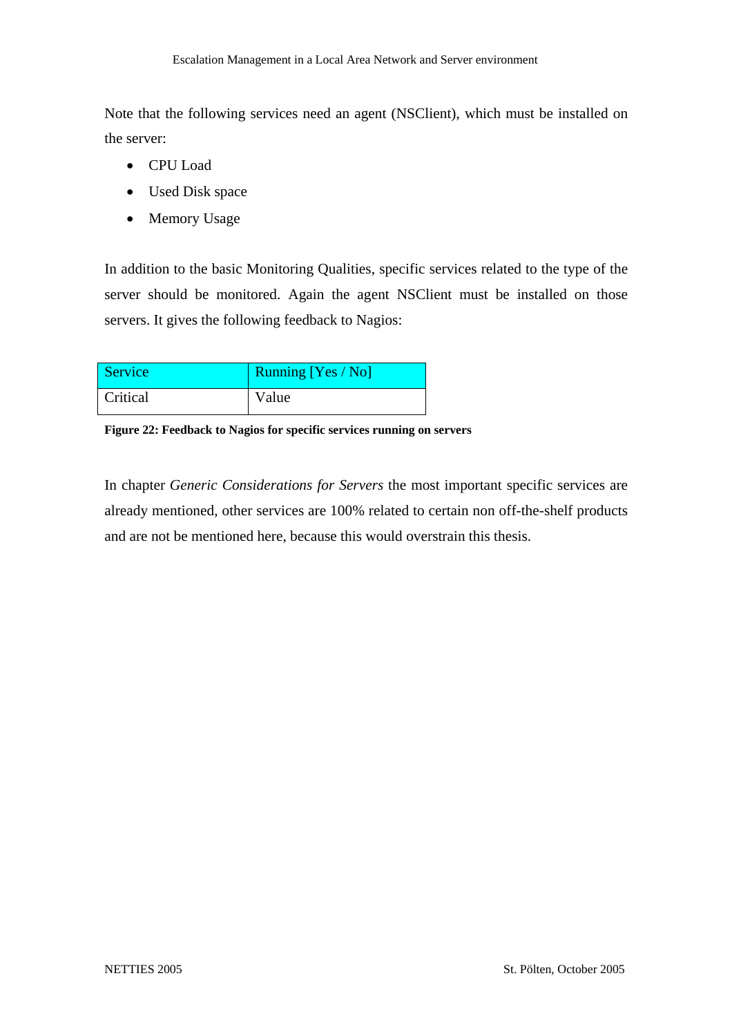Note that the following services need an agent (NSClient), which must be installed on the server:

- CPU Load
- Used Disk space
- Memory Usage

In addition to the basic Monitoring Qualities, specific services related to the type of the server should be monitored. Again the agent NSClient must be installed on those servers. It gives the following feedback to Nagios:

| Service | Running [Yes / No] |
| --- | --- |
| Critical | Value |

**Figure 22: Feedback to Nagios for specific services running on servers**

In chapter *Generic Considerations for Servers* the most important specific services are already mentioned, other services are 100% related to certain non off-the-shelf products and are not be mentioned here, because this would overstrain this thesis.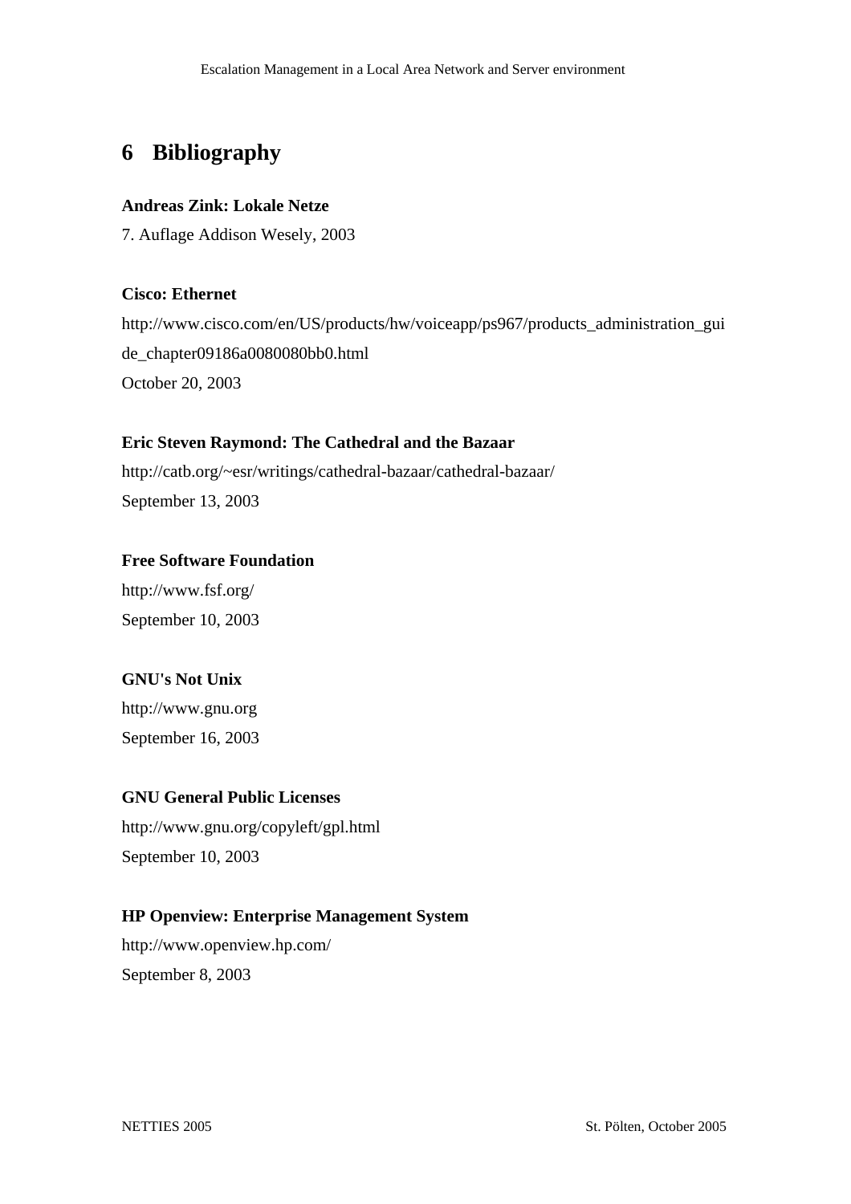# 6 Bibliography

**Andreas Zink: Lokale Netze**

7. Auflage Addison Wesely, 2003

**Cisco: Ethernet**

http://www.cisco.com/en/US/products/hw/voiceapp/ps967/products_administration_guide_chapter09186a0080080bb0.html

October 20, 2003

**Eric Steven Raymond: The Cathedral and the Bazaar**

http://catb.org/~esr/writings/cathedral-bazaar/cathedral-bazaar/

September 13, 2003

**Free Software Foundation**

http://www.fsf.org/

September 10, 2003

**GNU's Not Unix**

http://www.gnu.org

September 16, 2003

**GNU General Public Licenses**

http://www.gnu.org/copyleft/gpl.html

September 10, 2003

**HP Openview: Enterprise Management System**

http://www.openview.hp.com/

September 8, 2003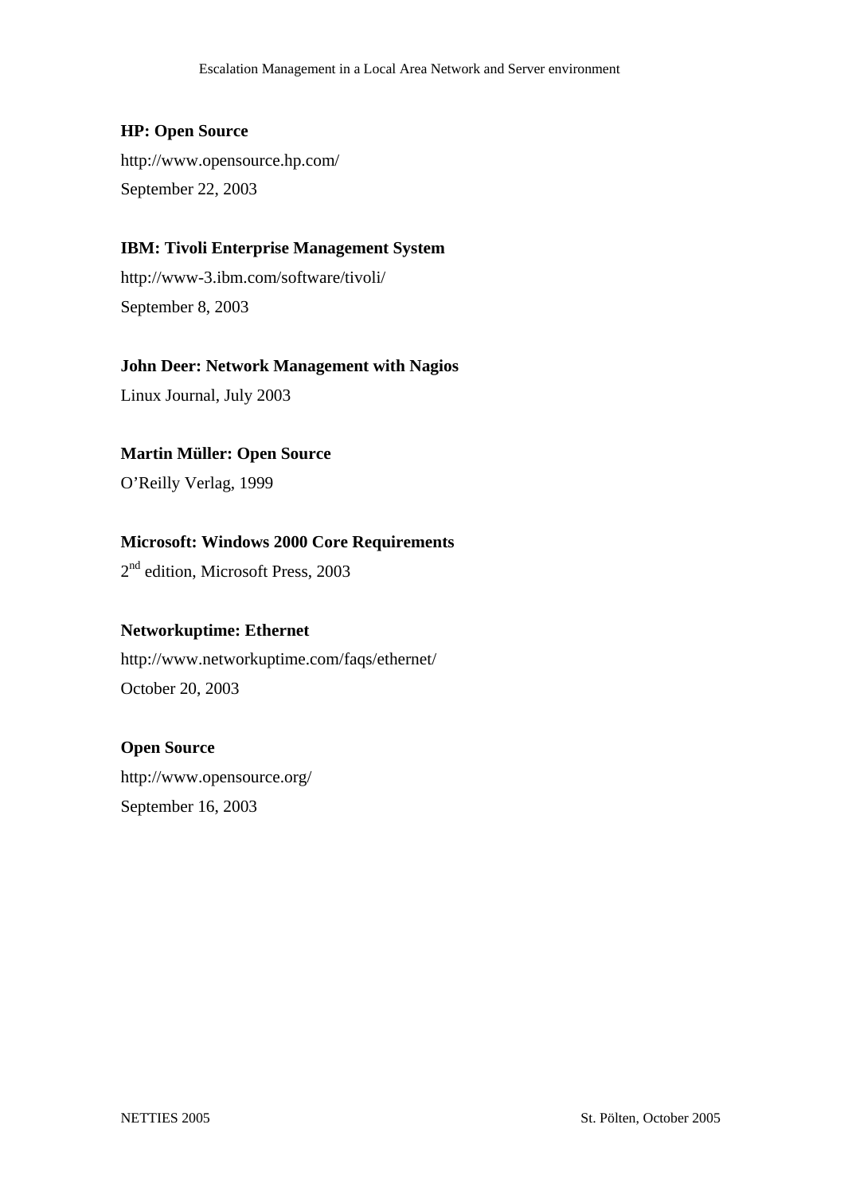**HP: Open Source**

http://www.opensource.hp.com/

September 22, 2003

**IBM: Tivoli Enterprise Management System**

http://www-3.ibm.com/software/tivoli/

September 8, 2003

**John Deer: Network Management with Nagios**

Linux Journal, July 2003

**Martin Müller: Open Source**

O'Reilly Verlag, 1999

**Microsoft: Windows 2000 Core Requirements**

2nd edition, Microsoft Press, 2003

**Networkuptime: Ethernet**

http://www.networkuptime.com/faqs/ethernet/

October 20, 2003

**Open Source**

http://www.opensource.org/

September 16, 2003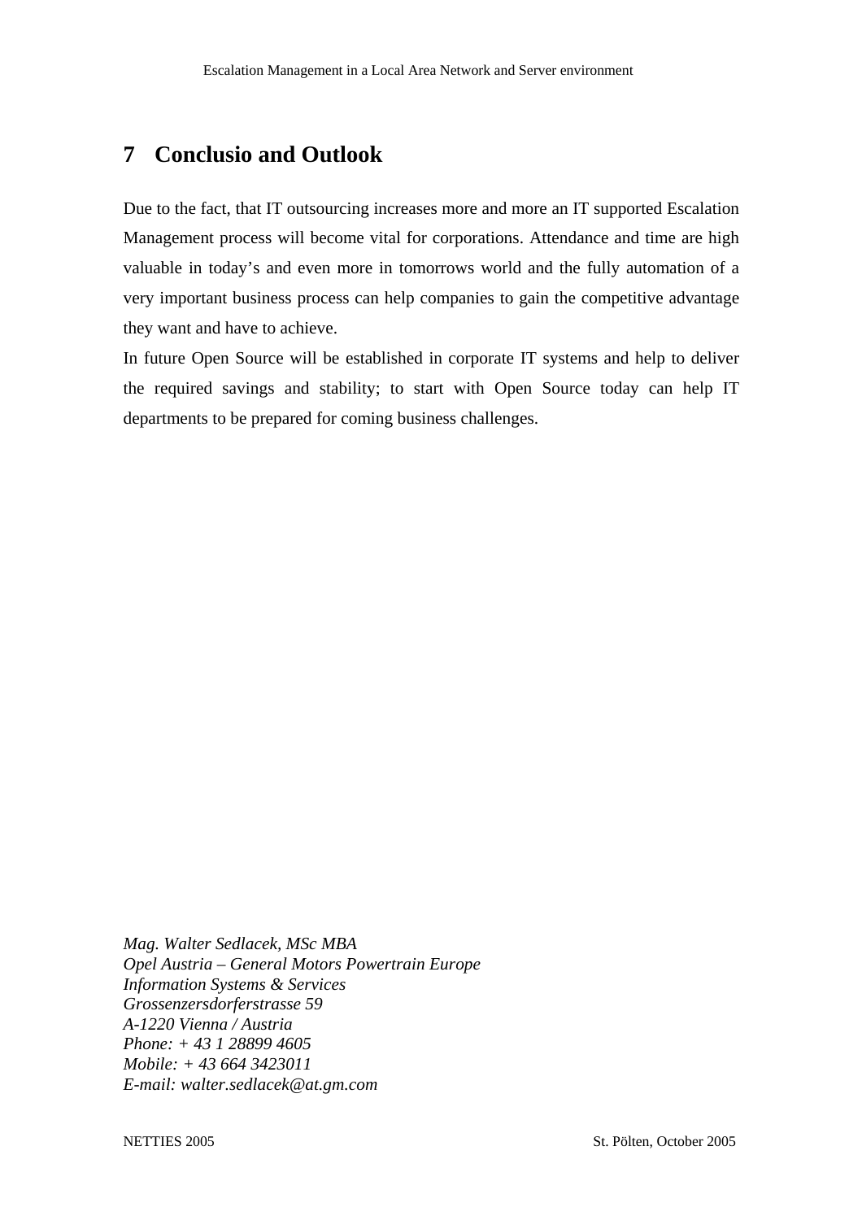## 7 Conclusio and Outlook

Due to the fact, that IT outsourcing increases more and more an IT supported Escalation Management process will become vital for corporations. Attendance and time are high valuable in today's and even more in tomorrows world and the fully automation of a very important business process can help companies to gain the competitive advantage they want and have to achieve.

In future Open Source will be established in corporate IT systems and help to deliver the required savings and stability; to start with Open Source today can help IT departments to be prepared for coming business challenges.

*Mag. Walter Sedlacek, MSc MBA*
*Opel Austria – General Motors Powertrain Europe*
*Information Systems & Services*
*Grossenzersdorferstrasse 59*
*A-1220 Vienna / Austria*
*Phone: + 43 1 28899 4605*
*Mobile: + 43 664 3423011*
*E-mail: walter.sedlacek@at.gm.com*